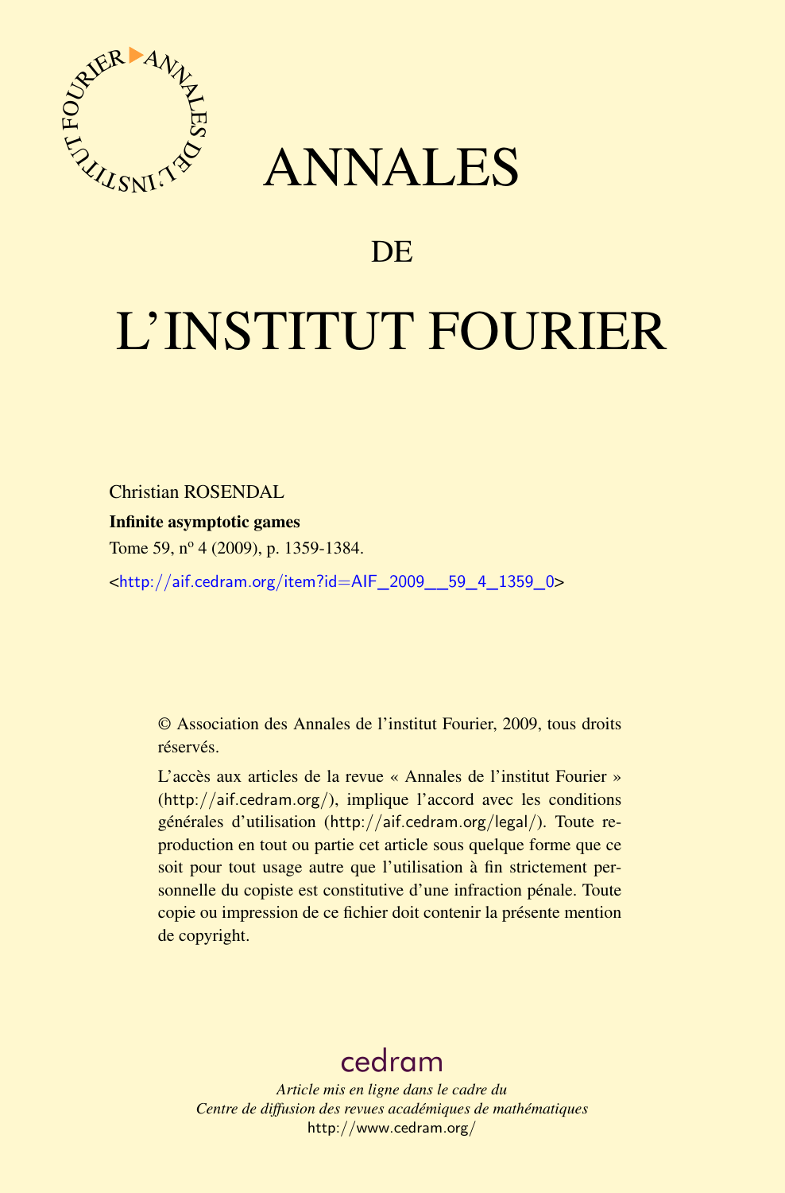# ANNALES

## DE

# L'INSTITUT FOURIER

Christian ROSENDAL

**Infinite asymptotic games**

Tome 59, nº 4 (2009), p. 1359-1384.

<http://aif.cedram.org/item?id=AIF_2009__59_4_1359_0>

© Association des Annales de l'institut Fourier, 2009, tous droits réservés.

L'accès aux articles de la revue « Annales de l'institut Fourier » (http://aif.cedram.org/), implique l'accord avec les conditions générales d'utilisation (http://aif.cedram.org/legal/). Toute reproduction en tout ou partie cet article sous quelque forme que ce soit pour tout usage autre que l'utilisation à fin strictement personnelle du copiste est constitutive d'une infraction pénale. Toute copie ou impression de ce fichier doit contenir la présente mention de copyright.

cedram

*Article mis en ligne dans le cadre du*
*Centre de diffusion des revues académiques de mathématiques*
http://www.cedram.org/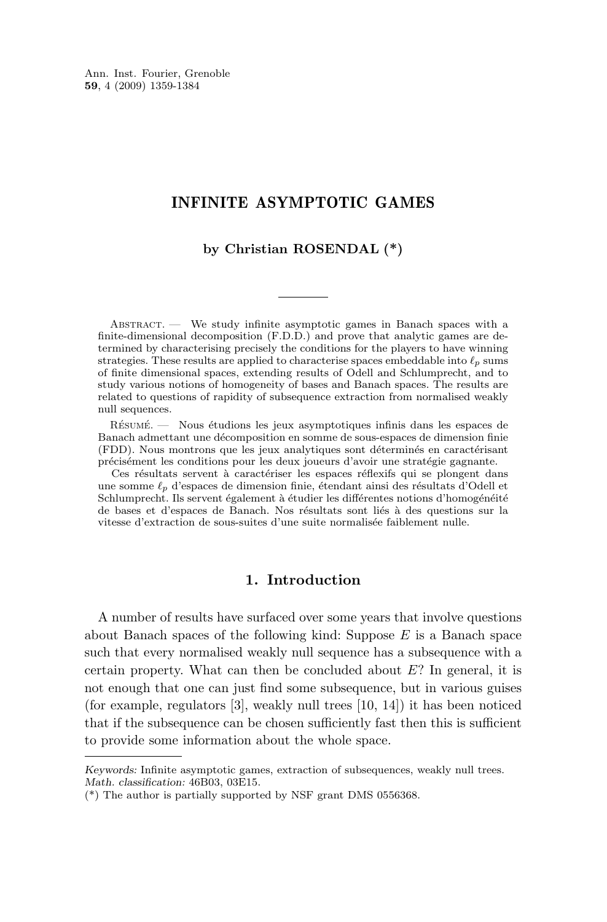# INFINITE ASYMPTOTIC GAMES

**by Christian ROSENDAL (*)**

Abstract. — We study infinite asymptotic games in Banach spaces with a finite-dimensional decomposition (F.D.D.) and prove that analytic games are determined by characterising precisely the conditions for the players to have winning strategies. These results are applied to characterise spaces embeddable into $\ell_p$ sums of finite dimensional spaces, extending results of Odell and Schlumprecht, and to study various notions of homogeneity of bases and Banach spaces. The results are related to questions of rapidity of subsequence extraction from normalised weakly null sequences.

Résumé. — Nous étudions les jeux asymptotiques infinis dans les espaces de Banach admettant une décomposition en somme de sous-espaces de dimension finie (FDD). Nous montrons que les jeux analytiques sont déterminés en caractérisant précisément les conditions pour les deux joueurs d'avoir une stratégie gagnante.

Ces résultats servent à caractériser les espaces réflexifs qui se plongent dans une somme $\ell_p$ d'espaces de dimension finie, étendant ainsi des résultats d'Odell et Schlumprecht. Ils servent également à étudier les différentes notions d'homogénéité de bases et d'espaces de Banach. Nos résultats sont liés à des questions sur la vitesse d'extraction de sous-suites d'une suite normalisée faiblement nulle.

## 1. Introduction

A number of results have surfaced over some years that involve questions about Banach spaces of the following kind: Suppose $E$ is a Banach space such that every normalised weakly null sequence has a subsequence with a certain property. What can then be concluded about $E$? In general, it is not enough that one can just find some subsequence, but in various guises (for example, regulators [3], weakly null trees [10, 14]) it has been noticed that if the subsequence can be chosen sufficiently fast then this is sufficient to provide some information about the whole space.

*Keywords:* Infinite asymptotic games, extraction of subsequences, weakly null trees.
*Math. classification:* 46B03, 03E15.
(*) The author is partially supported by NSF grant DMS 0556368.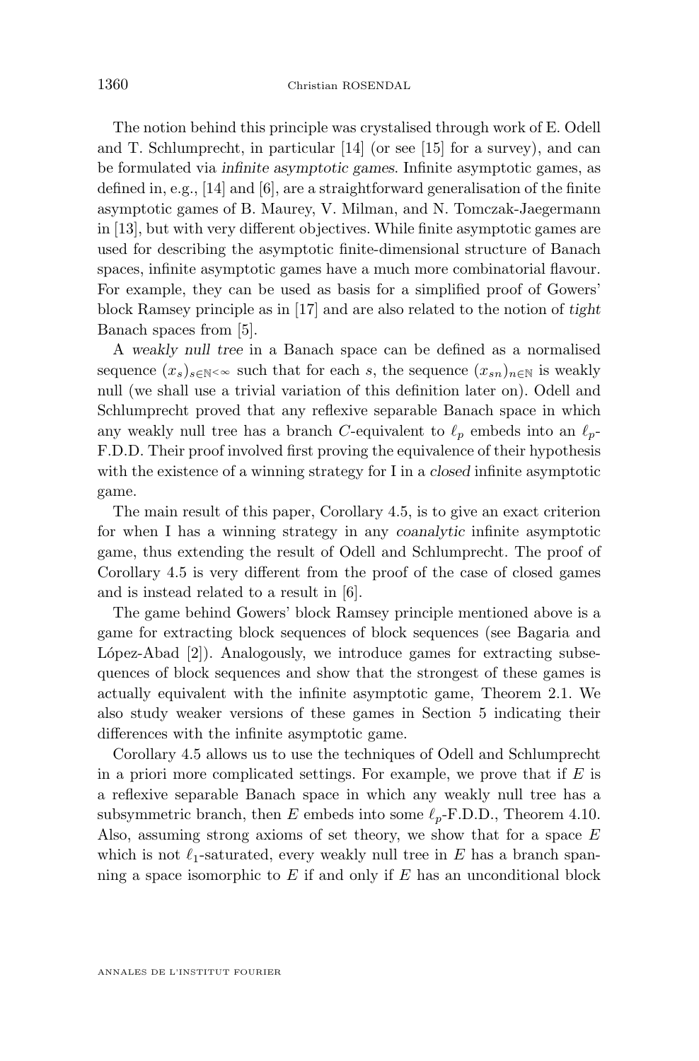The notion behind this principle was crystalised through work of E. Odell and T. Schlumprecht, in particular [14] (or see [15] for a survey), and can be formulated via *infinite asymptotic games*. Infinite asymptotic games, as defined in, e.g., [14] and [6], are a straightforward generalisation of the finite asymptotic games of B. Maurey, V. Milman, and N. Tomczak-Jaegermann in [13], but with very different objectives. While finite asymptotic games are used for describing the asymptotic finite-dimensional structure of Banach spaces, infinite asymptotic games have a much more combinatorial flavour. For example, they can be used as basis for a simplified proof of Gowers' block Ramsey principle as in [17] and are also related to the notion of *tight* Banach spaces from [5].

A *weakly null tree* in a Banach space can be defined as a normalised sequence $(x_s)_{s\in\mathbb{N}^{<\infty}}$ such that for each $s$, the sequence $(x_{sn})_{n\in\mathbb{N}}$ is weakly null (we shall use a trivial variation of this definition later on). Odell and Schlumprecht proved that any reflexive separable Banach space in which any weakly null tree has a branch $C$-equivalent to $\ell_p$ embeds into an $\ell_p$-F.D.D. Their proof involved first proving the equivalence of their hypothesis with the existence of a winning strategy for I in a *closed* infinite asymptotic game.

The main result of this paper, Corollary 4.5, is to give an exact criterion for when I has a winning strategy in any *coanalytic* infinite asymptotic game, thus extending the result of Odell and Schlumprecht. The proof of Corollary 4.5 is very different from the proof of the case of closed games and is instead related to a result in [6].

The game behind Gowers' block Ramsey principle mentioned above is a game for extracting block sequences of block sequences (see Bagaria and López-Abad [2]). Analogously, we introduce games for extracting subsequences of block sequences and show that the strongest of these games is actually equivalent with the infinite asymptotic game, Theorem 2.1. We also study weaker versions of these games in Section 5 indicating their differences with the infinite asymptotic game.

Corollary 4.5 allows us to use the techniques of Odell and Schlumprecht in a priori more complicated settings. For example, we prove that if $E$ is a reflexive separable Banach space in which any weakly null tree has a subsymmetric branch, then $E$ embeds into some $\ell_p$-F.D.D., Theorem 4.10. Also, assuming strong axioms of set theory, we show that for a space $E$ which is not $\ell_1$-saturated, every weakly null tree in $E$ has a branch spanning a space isomorphic to $E$ if and only if $E$ has an unconditional block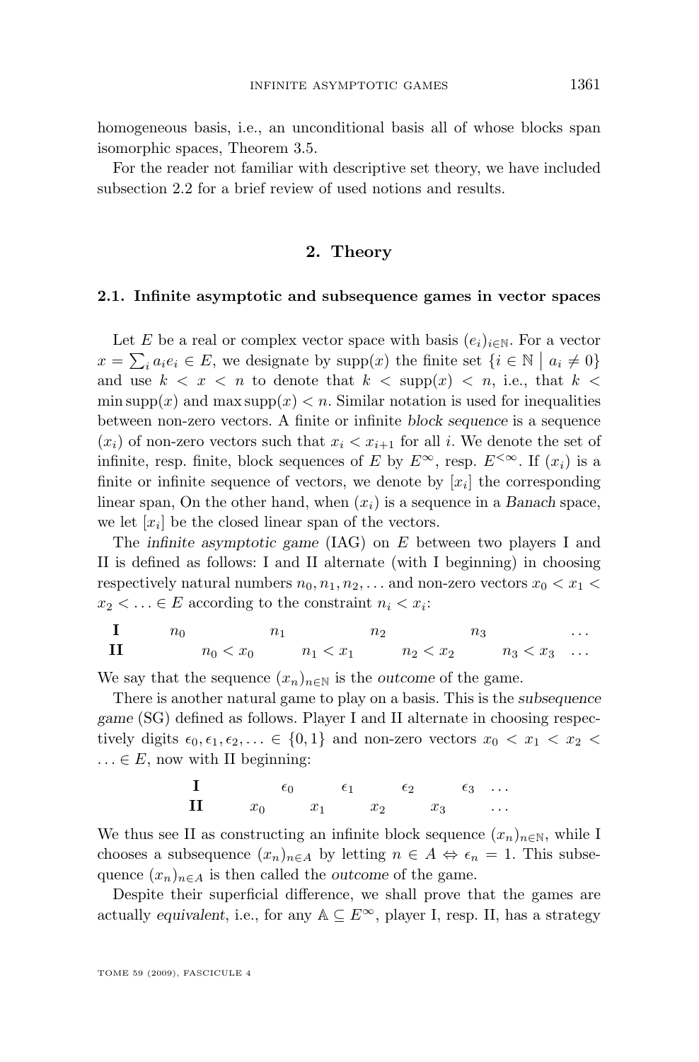homogeneous basis, i.e., an unconditional basis all of whose blocks span isomorphic spaces, Theorem 3.5.

For the reader not familiar with descriptive set theory, we have included subsection 2.2 for a brief review of used notions and results.

## 2. Theory

### 2.1. Infinite asymptotic and subsequence games in vector spaces

Let $E$ be a real or complex vector space with basis $(e_i)_{i\in\mathbb{N}}$. For a vector $x=\sum_i a_ie_i\in E$, we designate by $\mathrm{supp}(x)$ the finite set $\{i\in\mathbb{N}\mid a_i\neq 0\}$ and use $k<x<n$ to denote that $k<\mathrm{supp}(x)<n$, i.e., that $k<\min\mathrm{supp}(x)$ and $\max\mathrm{supp}(x)<n$. Similar notation is used for inequalities between non-zero vectors. A finite or infinite *block sequence* is a sequence $(x_i)$ of non-zero vectors such that $x_i<x_{i+1}$ for all $i$. We denote the set of infinite, resp. finite, block sequences of $E$ by $E^\infty$, resp. $E^{<\infty}$. If $(x_i)$ is a finite or infinite sequence of vectors, we denote by $[x_i]$ the corresponding linear span, On the other hand, when $(x_i)$ is a sequence in a *Banach* space, we let $[x_i]$ be the closed linear span of the vectors.

The *infinite asymptotic game* (IAG) on $E$ between two players I and II is defined as follows: I and II alternate (with I beginning) in choosing respectively natural numbers $n_0,n_1,n_2,\ldots$ and non-zero vectors $x_0<x_1<x_2<\ldots\in E$ according to the constraint $n_i<x_i$:

$$
\begin{array}{llllllllll}
\textbf{I} & n_0 & & n_1 & & n_2 & & n_3 & & \ldots\\
\textbf{II} & & n_0<x_0 & & n_1<x_1 & & n_2<x_2 & & n_3<x_3 & \ldots
\end{array}
$$

We say that the sequence $(x_n)_{n\in\mathbb{N}}$ is the *outcome* of the game.

There is another natural game to play on a basis. This is the *subsequence game* (SG) defined as follows. Player I and II alternate in choosing respectively digits $\epsilon_0,\epsilon_1,\epsilon_2,\ldots\in\{0,1\}$ and non-zero vectors $x_0<x_1<x_2<\ldots\in E$, now with II beginning:

$$
\begin{array}{lllllllllll}
\textbf{I} & & \epsilon_0 & & \epsilon_1 & & \epsilon_2 & & \epsilon_3 & \ldots\\
\textbf{II} & x_0 & & x_1 & & x_2 & & x_3 & & \ldots
\end{array}
$$

We thus see II as constructing an infinite block sequence $(x_n)_{n\in\mathbb{N}}$, while I chooses a subsequence $(x_n)_{n\in A}$ by letting $n\in A\Leftrightarrow\epsilon_n=1$. This subsequence $(x_n)_{n\in A}$ is then called the *outcome* of the game.

Despite their superficial difference, we shall prove that the games are actually *equivalent*, i.e., for any $\mathbb{A}\subseteq E^\infty$, player I, resp. II, has a strategy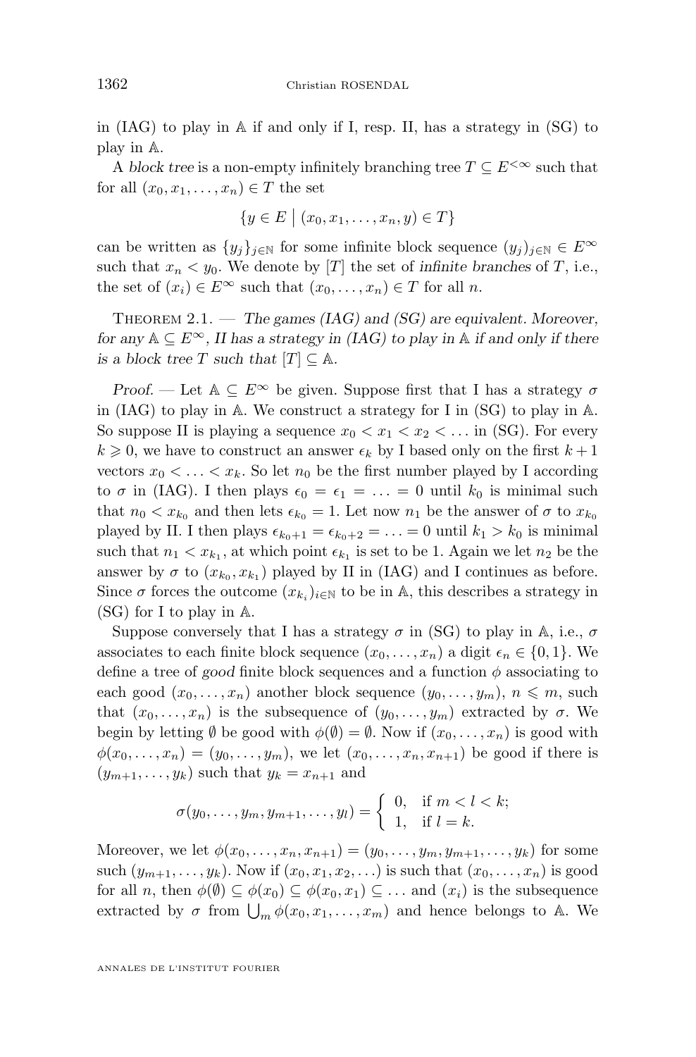in (IAG) to play in $\mathbb{A}$ if and only if I, resp. II, has a strategy in (SG) to play in $\mathbb{A}$.

A *block tree* is a non-empty infinitely branching tree $T \subseteq E^{<\infty}$ such that for all $(x_0, x_1, \ldots, x_n) \in T$ the set

$$\{y \in E \mid (x_0, x_1, \ldots, x_n, y) \in T\}$$

can be written as $\{y_j\}_{j\in\mathbb{N}}$ for some infinite block sequence $(y_j)_{j\in\mathbb{N}} \in E^\infty$ such that $x_n < y_0$. We denote by $[T]$ the set of *infinite branches* of $T$, i.e., the set of $(x_i) \in E^\infty$ such that $(x_0, \ldots, x_n) \in T$ for all $n$.

Theorem 2.1. — *The games (IAG) and (SG) are equivalent. Moreover, for any $\mathbb{A} \subseteq E^\infty$, II has a strategy in (IAG) to play in $\mathbb{A}$ if and only if there is a block tree $T$ such that $[T] \subseteq \mathbb{A}$.*

*Proof.* — Let $\mathbb{A} \subseteq E^\infty$ be given. Suppose first that I has a strategy $\sigma$ in (IAG) to play in $\mathbb{A}$. We construct a strategy for I in (SG) to play in $\mathbb{A}$. So suppose II is playing a sequence $x_0 < x_1 < x_2 < \ldots$ in (SG). For every $k \geqslant 0$, we have to construct an answer $\epsilon_k$ by I based only on the first $k+1$ vectors $x_0 < \ldots < x_k$. So let $n_0$ be the first number played by I according to $\sigma$ in (IAG). I then plays $\epsilon_0 = \epsilon_1 = \ldots = 0$ until $k_0$ is minimal such that $n_0 < x_{k_0}$ and then lets $\epsilon_{k_0} = 1$. Let now $n_1$ be the answer of $\sigma$ to $x_{k_0}$ played by II. I then plays $\epsilon_{k_0+1} = \epsilon_{k_0+2} = \ldots = 0$ until $k_1 > k_0$ is minimal such that $n_1 < x_{k_1}$, at which point $\epsilon_{k_1}$ is set to be 1. Again we let $n_2$ be the answer by $\sigma$ to $(x_{k_0}, x_{k_1})$ played by II in (IAG) and I continues as before. Since $\sigma$ forces the outcome $(x_{k_i})_{i\in\mathbb{N}}$ to be in $\mathbb{A}$, this describes a strategy in (SG) for I to play in $\mathbb{A}$.

Suppose conversely that I has a strategy $\sigma$ in (SG) to play in $\mathbb{A}$, i.e., $\sigma$ associates to each finite block sequence $(x_0, \ldots, x_n)$ a digit $\epsilon_n \in \{0,1\}$. We define a tree of *good* finite block sequences and a function $\phi$ associating to each good $(x_0, \ldots, x_n)$ another block sequence $(y_0, \ldots, y_m)$, $n \leqslant m$, such that $(x_0, \ldots, x_n)$ is the subsequence of $(y_0, \ldots, y_m)$ extracted by $\sigma$. We begin by letting $\emptyset$ be good with $\phi(\emptyset) = \emptyset$. Now if $(x_0, \ldots, x_n)$ is good with $\phi(x_0, \ldots, x_n) = (y_0, \ldots, y_m)$, we let $(x_0, \ldots, x_n, x_{n+1})$ be good if there is $(y_{m+1}, \ldots, y_k)$ such that $y_k = x_{n+1}$ and

$$\sigma(y_0, \ldots, y_m, y_{m+1}, \ldots, y_l) = \begin{cases} 0, & \text{if } m < l < k; \\ 1, & \text{if } l = k. \end{cases}$$

Moreover, we let $\phi(x_0, \ldots, x_n, x_{n+1}) = (y_0, \ldots, y_m, y_{m+1}, \ldots, y_k)$ for some such $(y_{m+1}, \ldots, y_k)$. Now if $(x_0, x_1, x_2, \ldots)$ is such that $(x_0, \ldots, x_n)$ is good for all $n$, then $\phi(\emptyset) \subseteq \phi(x_0) \subseteq \phi(x_0, x_1) \subseteq \ldots$ and $(x_i)$ is the subsequence extracted by $\sigma$ from $\bigcup_m \phi(x_0, x_1, \ldots, x_m)$ and hence belongs to $\mathbb{A}$. We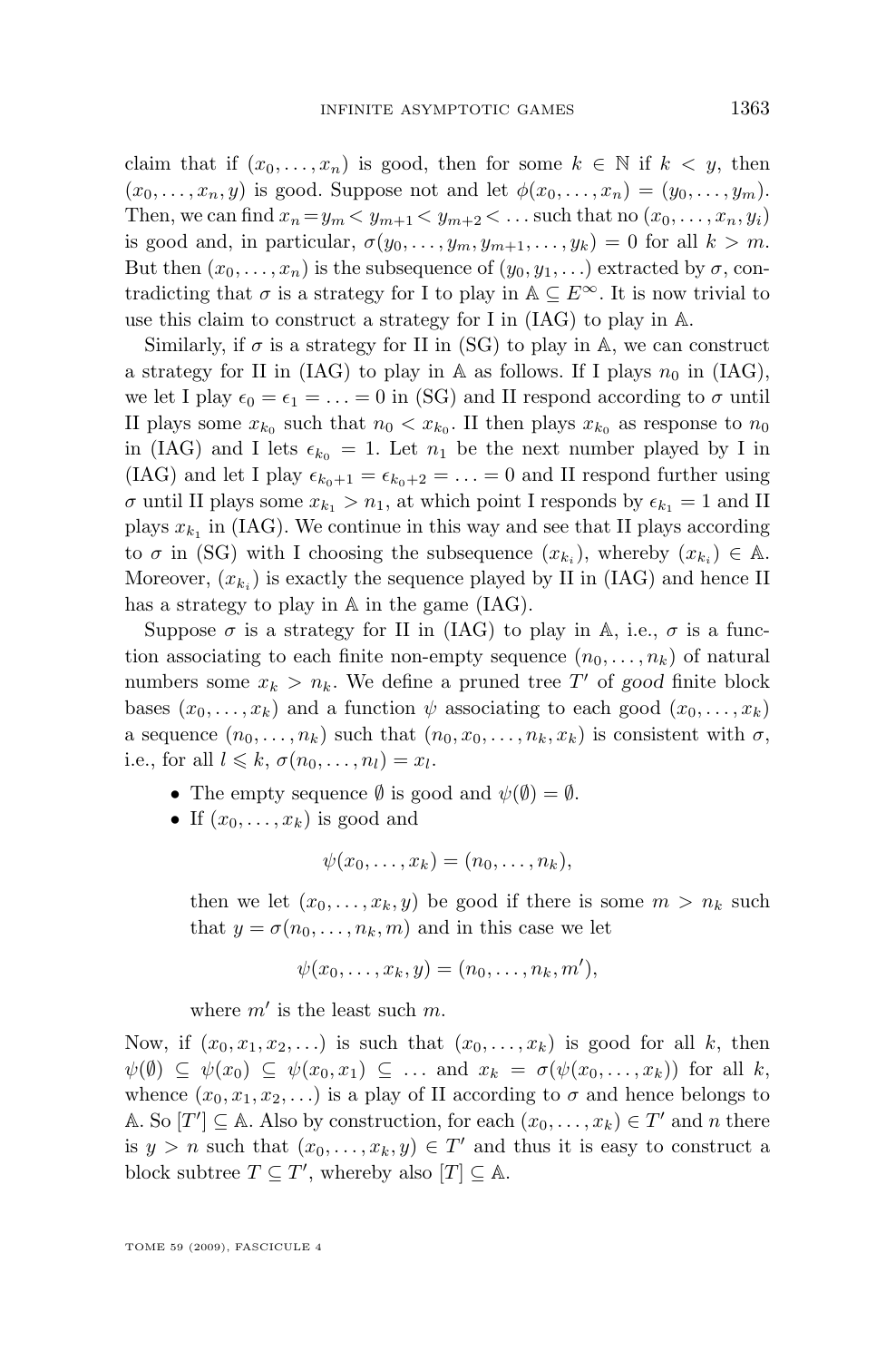claim that if $(x_0, \ldots, x_n)$ is good, then for some $k \in \mathbb{N}$ if $k < y$, then $(x_0, \ldots, x_n, y)$ is good. Suppose not and let $\phi(x_0, \ldots, x_n) = (y_0, \ldots, y_m)$. Then, we can find $x_n = y_m < y_{m+1} < y_{m+2} < \ldots$ such that no $(x_0, \ldots, x_n, y_i)$ is good and, in particular, $\sigma(y_0, \ldots, y_m, y_{m+1}, \ldots, y_k) = 0$ for all $k > m$. But then $(x_0, \ldots, x_n)$ is the subsequence of $(y_0, y_1, \ldots)$ extracted by $\sigma$, contradicting that $\sigma$ is a strategy for I to play in $\mathbb{A} \subseteq E^\infty$. It is now trivial to use this claim to construct a strategy for I in (IAG) to play in $\mathbb{A}$.

Similarly, if $\sigma$ is a strategy for II in (SG) to play in $\mathbb{A}$, we can construct a strategy for II in (IAG) to play in $\mathbb{A}$ as follows. If I plays $n_0$ in (IAG), we let I play $\epsilon_0 = \epsilon_1 = \ldots = 0$ in (SG) and II respond according to $\sigma$ until II plays some $x_{k_0}$ such that $n_0 < x_{k_0}$. II then plays $x_{k_0}$ as response to $n_0$ in (IAG) and I lets $\epsilon_{k_0} = 1$. Let $n_1$ be the next number played by I in (IAG) and let I play $\epsilon_{k_0+1} = \epsilon_{k_0+2} = \ldots = 0$ and II respond further using $\sigma$ until II plays some $x_{k_1} > n_1$, at which point I responds by $\epsilon_{k_1} = 1$ and II plays $x_{k_1}$ in (IAG). We continue in this way and see that II plays according to $\sigma$ in (SG) with I choosing the subsequence $(x_{k_i})$, whereby $(x_{k_i}) \in \mathbb{A}$. Moreover, $(x_{k_i})$ is exactly the sequence played by II in (IAG) and hence II has a strategy to play in $\mathbb{A}$ in the game (IAG).

Suppose $\sigma$ is a strategy for II in (IAG) to play in $\mathbb{A}$, i.e., $\sigma$ is a function associating to each finite non-empty sequence $(n_0, \ldots, n_k)$ of natural numbers some $x_k > n_k$. We define a pruned tree $T'$ of *good* finite block bases $(x_0, \ldots, x_k)$ and a function $\psi$ associating to each good $(x_0, \ldots, x_k)$ a sequence $(n_0, \ldots, n_k)$ such that $(n_0, x_0, \ldots, n_k, x_k)$ is consistent with $\sigma$, i.e., for all $l \leqslant k$, $\sigma(n_0, \ldots, n_l) = x_l$.

- The empty sequence $\emptyset$ is good and $\psi(\emptyset) = \emptyset$.
- If $(x_0, \ldots, x_k)$ is good and

$$\psi(x_0, \ldots, x_k) = (n_0, \ldots, n_k),$$

then we let $(x_0, \ldots, x_k, y)$ be good if there is some $m > n_k$ such that $y = \sigma(n_0, \ldots, n_k, m)$ and in this case we let

$$\psi(x_0, \ldots, x_k, y) = (n_0, \ldots, n_k, m'),$$

where $m'$ is the least such $m$.

Now, if $(x_0, x_1, x_2, \ldots)$ is such that $(x_0, \ldots, x_k)$ is good for all $k$, then $\psi(\emptyset) \subseteq \psi(x_0) \subseteq \psi(x_0, x_1) \subseteq \ldots$ and $x_k = \sigma(\psi(x_0, \ldots, x_k))$ for all $k$, whence $(x_0, x_1, x_2, \ldots)$ is a play of II according to $\sigma$ and hence belongs to $\mathbb{A}$. So $[T'] \subseteq \mathbb{A}$. Also by construction, for each $(x_0, \ldots, x_k) \in T'$ and $n$ there is $y > n$ such that $(x_0, \ldots, x_k, y) \in T'$ and thus it is easy to construct a block subtree $T \subseteq T'$, whereby also $[T] \subseteq \mathbb{A}$.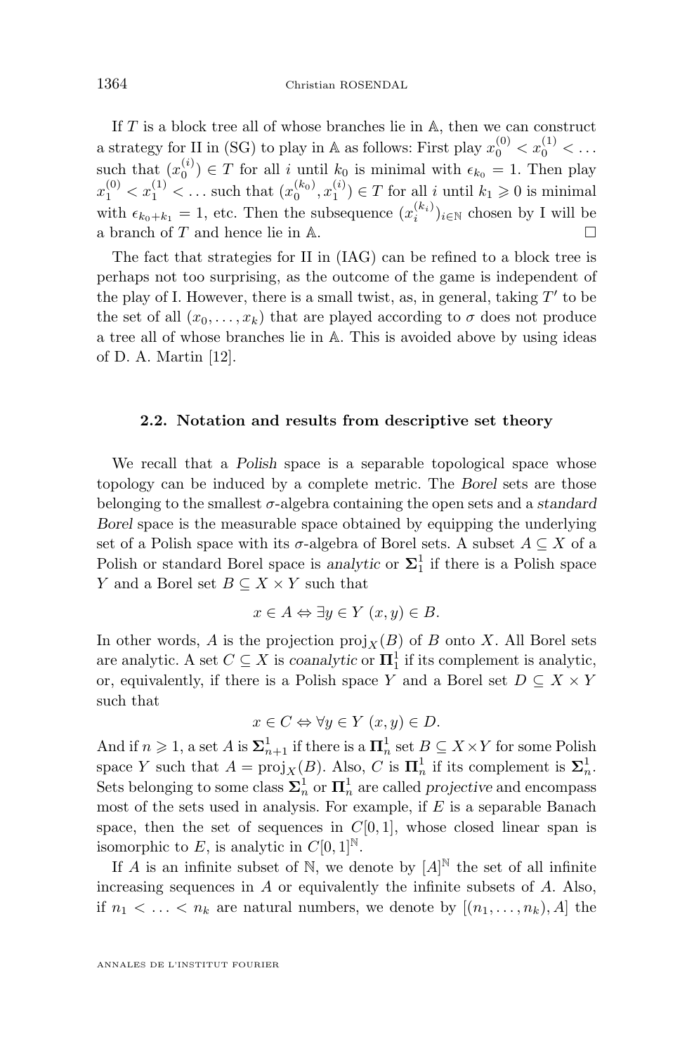If $T$ is a block tree all of whose branches lie in $\mathbb{A}$, then we can construct a strategy for II in (SG) to play in $\mathbb{A}$ as follows: First play $x_0^{(0)} < x_0^{(1)} < \ldots$ such that $(x_0^{(i)}) \in T$ for all $i$ until $k_0$ is minimal with $\epsilon_{k_0} = 1$. Then play $x_1^{(0)} < x_1^{(1)} < \ldots$ such that $(x_0^{(k_0)}, x_1^{(i)}) \in T$ for all $i$ until $k_1 \geqslant 0$ is minimal with $\epsilon_{k_0+k_1} = 1$, etc. Then the subsequence $(x_i^{(k_i)})_{i\in\mathbb{N}}$ chosen by I will be a branch of $T$ and hence lie in $\mathbb{A}$. □

The fact that strategies for II in (IAG) can be refined to a block tree is perhaps not too surprising, as the outcome of the game is independent of the play of I. However, there is a small twist, as, in general, taking $T'$ to be the set of all $(x_0, \ldots, x_k)$ that are played according to $\sigma$ does not produce a tree all of whose branches lie in $\mathbb{A}$. This is avoided above by using ideas of D. A. Martin [12].

### 2.2. Notation and results from descriptive set theory

We recall that a *Polish* space is a separable topological space whose topology can be induced by a complete metric. The *Borel* sets are those belonging to the smallest $\sigma$-algebra containing the open sets and a *standard Borel* space is the measurable space obtained by equipping the underlying set of a Polish space with its $\sigma$-algebra of Borel sets. A subset $A \subseteq X$ of a Polish or standard Borel space is *analytic* or $\mathbf{\Sigma}_1^1$ if there is a Polish space $Y$ and a Borel set $B \subseteq X \times Y$ such that

$$x \in A \Leftrightarrow \exists y \in Y \; (x, y) \in B.$$

In other words, $A$ is the projection $\mathrm{proj}_X(B)$ of $B$ onto $X$. All Borel sets are analytic. A set $C \subseteq X$ is *coanalytic* or $\mathbf{\Pi}_1^1$ if its complement is analytic, or, equivalently, if there is a Polish space $Y$ and a Borel set $D \subseteq X \times Y$ such that

$$x \in C \Leftrightarrow \forall y \in Y \; (x, y) \in D.$$

And if $n \geqslant 1$, a set $A$ is $\mathbf{\Sigma}_{n+1}^1$ if there is a $\mathbf{\Pi}_n^1$ set $B \subseteq X \times Y$ for some Polish space $Y$ such that $A = \mathrm{proj}_X(B)$. Also, $C$ is $\mathbf{\Pi}_n^1$ if its complement is $\mathbf{\Sigma}_n^1$. Sets belonging to some class $\mathbf{\Sigma}_n^1$ or $\mathbf{\Pi}_n^1$ are called *projective* and encompass most of the sets used in analysis. For example, if $E$ is a separable Banach space, then the set of sequences in $C[0,1]$, whose closed linear span is isomorphic to $E$, is analytic in $C[0,1]^{\mathbb{N}}$.

If $A$ is an infinite subset of $\mathbb{N}$, we denote by $[A]^{\mathbb{N}}$ the set of all infinite increasing sequences in $A$ or equivalently the infinite subsets of $A$. Also, if $n_1 < \ldots < n_k$ are natural numbers, we denote by $[(n_1, \ldots, n_k), A]$ the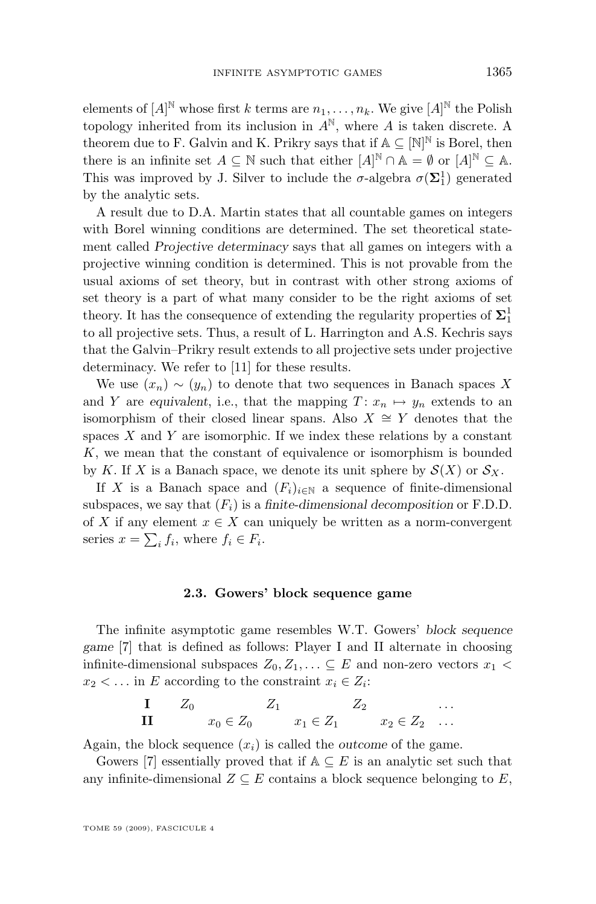elements of $[A]^{\mathbb{N}}$ whose first $k$ terms are $n_1, \ldots, n_k$. We give $[A]^{\mathbb{N}}$ the Polish topology inherited from its inclusion in $A^{\mathbb{N}}$, where $A$ is taken discrete. A theorem due to F. Galvin and K. Prikry says that if $\mathbb{A} \subseteq [\mathbb{N}]^{\mathbb{N}}$ is Borel, then there is an infinite set $A \subseteq \mathbb{N}$ such that either $[A]^{\mathbb{N}} \cap \mathbb{A} = \emptyset$ or $[A]^{\mathbb{N}} \subseteq \mathbb{A}$. This was improved by J. Silver to include the $\sigma$-algebra $\sigma(\mathbf{\Sigma}^1_1)$ generated by the analytic sets.

A result due to D.A. Martin states that all countable games on integers with Borel winning conditions are determined. The set theoretical statement called *Projective determinacy* says that all games on integers with a projective winning condition is determined. This is not provable from the usual axioms of set theory, but in contrast with other strong axioms of set theory is a part of what many consider to be the right axioms of set theory. It has the consequence of extending the regularity properties of $\mathbf{\Sigma}^1_1$ to all projective sets. Thus, a result of L. Harrington and A.S. Kechris says that the Galvin–Prikry result extends to all projective sets under projective determinacy. We refer to [11] for these results.

We use $(x_n) \sim (y_n)$ to denote that two sequences in Banach spaces $X$ and $Y$ are *equivalent*, i.e., that the mapping $T\colon x_n \mapsto y_n$ extends to an isomorphism of their closed linear spans. Also $X \cong Y$ denotes that the spaces $X$ and $Y$ are isomorphic. If we index these relations by a constant $K$, we mean that the constant of equivalence or isomorphism is bounded by $K$. If $X$ is a Banach space, we denote its unit sphere by $\mathcal{S}(X)$ or $\mathcal{S}_X$.

If $X$ is a Banach space and $(F_i)_{i\in\mathbb{N}}$ a sequence of finite-dimensional subspaces, we say that $(F_i)$ is a *finite-dimensional decomposition* or F.D.D. of $X$ if any element $x \in X$ can uniquely be written as a norm-convergent series $x = \sum_i f_i$, where $f_i \in F_i$.

### 2.3. Gowers' block sequence game

The infinite asymptotic game resembles W.T. Gowers' *block sequence game* [7] that is defined as follows: Player I and II alternate in choosing infinite-dimensional subspaces $Z_0, Z_1, \ldots \subseteq E$ and non-zero vectors $x_1 < x_2 < \ldots$ in $E$ according to the constraint $x_i \in Z_i$:

$$
\begin{array}{lllllllll}
\textbf{I} & Z_0 & & Z_1 & & Z_2 & & \ldots \\
\textbf{II} & & x_0 \in Z_0 & & x_1 \in Z_1 & & x_2 \in Z_2 & \ldots
\end{array}
$$

Again, the block sequence $(x_i)$ is called the *outcome* of the game.

Gowers [7] essentially proved that if $\mathbb{A} \subseteq E$ is an analytic set such that any infinite-dimensional $Z \subseteq E$ contains a block sequence belonging to $E$,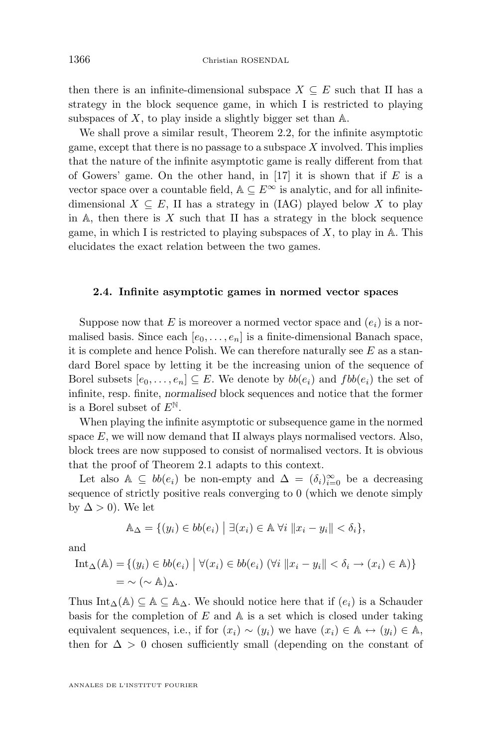then there is an infinite-dimensional subspace $X \subseteq E$ such that II has a strategy in the block sequence game, in which I is restricted to playing subspaces of $X$, to play inside a slightly bigger set than $\mathbb{A}$.

We shall prove a similar result, Theorem 2.2, for the infinite asymptotic game, except that there is no passage to a subspace $X$ involved. This implies that the nature of the infinite asymptotic game is really different from that of Gowers' game. On the other hand, in [17] it is shown that if $E$ is a vector space over a countable field, $\mathbb{A} \subseteq E^\infty$ is analytic, and for all infinite-dimensional $X \subseteq E$, II has a strategy in (IAG) played below $X$ to play in $\mathbb{A}$, then there is $X$ such that II has a strategy in the block sequence game, in which I is restricted to playing subspaces of $X$, to play in $\mathbb{A}$. This elucidates the exact relation between the two games.

### 2.4. Infinite asymptotic games in normed vector spaces

Suppose now that $E$ is moreover a normed vector space and $(e_i)$ is a normalised basis. Since each $[e_0, \ldots, e_n]$ is a finite-dimensional Banach space, it is complete and hence Polish. We can therefore naturally see $E$ as a standard Borel space by letting it be the increasing union of the sequence of Borel subsets $[e_0, \ldots, e_n] \subseteq E$. We denote by $bb(e_i)$ and $fbb(e_i)$ the set of infinite, resp. finite, *normalised* block sequences and notice that the former is a Borel subset of $E^{\mathbb{N}}$.

When playing the infinite asymptotic or subsequence game in the normed space $E$, we will now demand that II always plays normalised vectors. Also, block trees are now supposed to consist of normalised vectors. It is obvious that the proof of Theorem 2.1 adapts to this context.

Let also $\mathbb{A} \subseteq bb(e_i)$ be non-empty and $\Delta = (\delta_i)_{i=0}^\infty$ be a decreasing sequence of strictly positive reals converging to 0 (which we denote simply by $\Delta > 0$). We let

$$\mathbb{A}_\Delta = \{(y_i) \in bb(e_i) \mid \exists (x_i) \in \mathbb{A}\ \forall i\ \|x_i - y_i\| < \delta_i\},$$

and

$$\begin{aligned} \mathrm{Int}_\Delta(\mathbb{A}) &= \{(y_i) \in bb(e_i) \mid \forall (x_i) \in bb(e_i)\ (\forall i\ \|x_i - y_i\| < \delta_i \to (x_i) \in \mathbb{A})\} \\ &= \sim (\sim \mathbb{A})_\Delta. \end{aligned}$$

Thus $\mathrm{Int}_\Delta(\mathbb{A}) \subseteq \mathbb{A} \subseteq \mathbb{A}_\Delta$. We should notice here that if $(e_i)$ is a Schauder basis for the completion of $E$ and $\mathbb{A}$ is a set which is closed under taking equivalent sequences, i.e., if for $(x_i) \sim (y_i)$ we have $(x_i) \in \mathbb{A} \leftrightarrow (y_i) \in \mathbb{A}$, then for $\Delta > 0$ chosen sufficiently small (depending on the constant of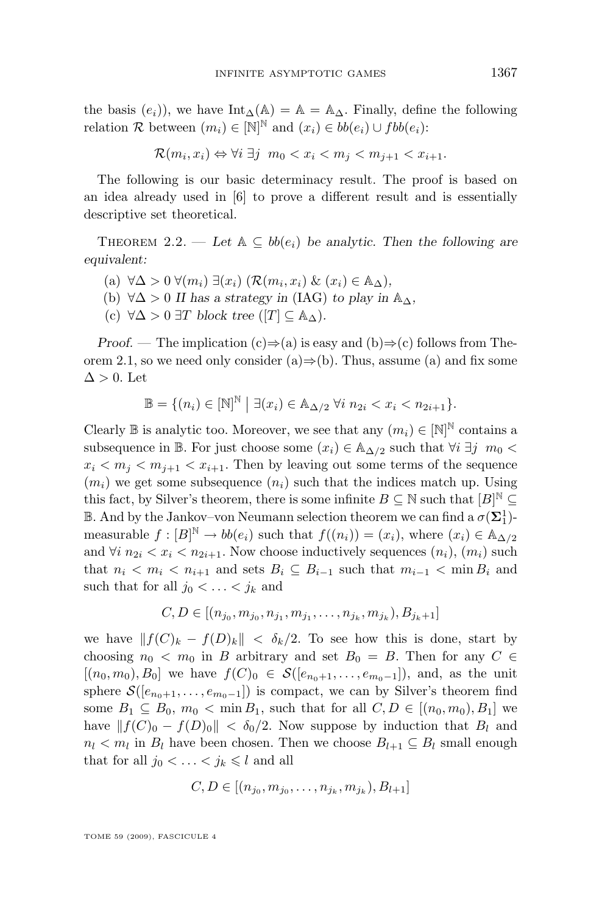the basis $(e_i)$), we have $\mathrm{Int}_\Delta(\mathbb{A}) = \mathbb{A} = \mathbb{A}_\Delta$. Finally, define the following relation $\mathcal{R}$ between $(m_i) \in [\mathbb{N}]^\mathbb{N}$ and $(x_i) \in bb(e_i) \cup fbb(e_i)$:

$$\mathcal{R}(m_i, x_i) \Leftrightarrow \forall i\ \exists j\ \ m_0 < x_i < m_j < m_{j+1} < x_{i+1}.$$

The following is our basic determinacy result. The proof is based on an idea already used in [6] to prove a different result and is essentially descriptive set theoretical.

Theorem 2.2. — *Let $\mathbb{A} \subseteq bb(e_i)$ be analytic. Then the following are equivalent:*

(a) $\forall \Delta > 0\ \forall (m_i)\ \exists (x_i)\ (\mathcal{R}(m_i, x_i)\ \&\ (x_i) \in \mathbb{A}_\Delta)$,

(b) $\forall \Delta > 0$ *II has a strategy in* (IAG) *to play in* $\mathbb{A}_\Delta$,

(c) $\forall \Delta > 0\ \exists T$ *block tree* $([T] \subseteq \mathbb{A}_\Delta)$.

*Proof.* — The implication (c)⇒(a) is easy and (b)⇒(c) follows from Theorem 2.1, so we need only consider (a)⇒(b). Thus, assume (a) and fix some $\Delta > 0$. Let

$$\mathbb{B} = \{(n_i) \in [\mathbb{N}]^\mathbb{N} \mid \exists (x_i) \in \mathbb{A}_{\Delta/2}\ \forall i\ n_{2i} < x_i < n_{2i+1}\}.$$

Clearly $\mathbb{B}$ is analytic too. Moreover, we see that any $(m_i) \in [\mathbb{N}]^\mathbb{N}$ contains a subsequence in $\mathbb{B}$. For just choose some $(x_i) \in \mathbb{A}_{\Delta/2}$ such that $\forall i\ \exists j\ \ m_0 < x_i < m_j < m_{j+1} < x_{i+1}$. Then by leaving out some terms of the sequence $(m_i)$ we get some subsequence $(n_i)$ such that the indices match up. Using this fact, by Silver's theorem, there is some infinite $B \subseteq \mathbb{N}$ such that $[B]^\mathbb{N} \subseteq \mathbb{B}$. And by the Jankov–von Neumann selection theorem we can find a $\sigma(\mathbf{\Sigma}^1_1)$-measurable $f : [B]^\mathbb{N} \to bb(e_i)$ such that $f((n_i)) = (x_i)$, where $(x_i) \in \mathbb{A}_{\Delta/2}$ and $\forall i\ n_{2i} < x_i < n_{2i+1}$. Now choose inductively sequences $(n_i)$, $(m_i)$ such that $n_i < m_i < n_{i+1}$ and sets $B_i \subseteq B_{i-1}$ such that $m_{i-1} < \min B_i$ and such that for all $j_0 < \ldots < j_k$ and

$$C, D \in [(n_{j_0}, m_{j_0}, n_{j_1}, m_{j_1}, \ldots, n_{j_k}, m_{j_k}), B_{j_k+1}]$$

we have $\|f(C)_k - f(D)_k\| < \delta_k/2$. To see how this is done, start by choosing $n_0 < m_0$ in $B$ arbitrary and set $B_0 = B$. Then for any $C \in [(n_0, m_0), B_0]$ we have $f(C)_0 \in \mathcal{S}([e_{n_0+1}, \ldots, e_{m_0-1}])$, and, as the unit sphere $\mathcal{S}([e_{n_0+1}, \ldots, e_{m_0-1}])$ is compact, we can by Silver's theorem find some $B_1 \subseteq B_0$, $m_0 < \min B_1$, such that for all $C, D \in [(n_0, m_0), B_1]$ we have $\|f(C)_0 - f(D)_0\| < \delta_0/2$. Now suppose by induction that $B_l$ and $n_l < m_l$ in $B_l$ have been chosen. Then we choose $B_{l+1} \subseteq B_l$ small enough that for all $j_0 < \ldots < j_k \leqslant l$ and all

$$C, D \in [(n_{j_0}, m_{j_0}, \ldots, n_{j_k}, m_{j_k}), B_{l+1}]$$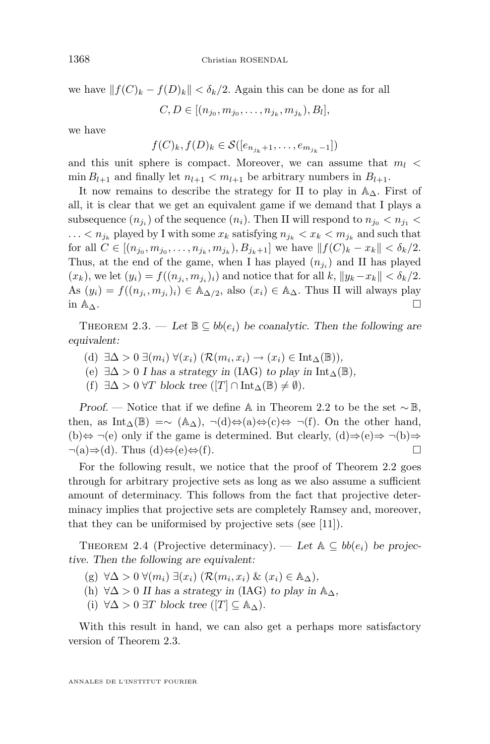we have $\|f(C)_k - f(D)_k\| < \delta_k/2$. Again this can be done as for all

$$C, D \in [(n_{j_0}, m_{j_0}, \ldots, n_{j_k}, m_{j_k}), B_l],$$

we have

$$f(C)_k, f(D)_k \in \mathcal{S}([e_{n_{j_k}+1}, \ldots, e_{m_{j_k}-1}])$$

and this unit sphere is compact. Moreover, we can assume that $m_l < \min B_{l+1}$ and finally let $n_{l+1} < m_{l+1}$ be arbitrary numbers in $B_{l+1}$.

It now remains to describe the strategy for II to play in $\mathbb{A}_\Delta$. First of all, it is clear that we get an equivalent game if we demand that I plays a subsequence $(n_{j_i})$ of the sequence $(n_i)$. Then II will respond to $n_{j_0} < n_{j_1} < \ldots < n_{j_k}$ played by I with some $x_k$ satisfying $n_{j_k} < x_k < m_{j_k}$ and such that for all $C \in [(n_{j_0}, m_{j_0}, \ldots, n_{j_k}, m_{j_k}), B_{j_k+1}]$ we have $\|f(C)_k - x_k\| < \delta_k/2$. Thus, at the end of the game, when I has played $(n_{j_i})$ and II has played $(x_k)$, we let $(y_i) = f((n_{j_i}, m_{j_i})_i)$ and notice that for all $k$, $\|y_k - x_k\| < \delta_k/2$. As $(y_i) = f((n_{j_i}, m_{j_i})_i) \in \mathbb{A}_{\Delta/2}$, also $(x_i) \in \mathbb{A}_\Delta$. Thus II will always play in $\mathbb{A}_\Delta$. $\square$

Theorem 2.3. — *Let $\mathbb{B} \subseteq bb(e_i)$ be coanalytic. Then the following are equivalent:*

- (d) $\exists \Delta > 0\ \exists (m_i)\ \forall (x_i)\ (\mathcal{R}(m_i, x_i) \to (x_i) \in \mathrm{Int}_\Delta(\mathbb{B}))$,
- (e) $\exists \Delta > 0$ *I has a strategy in* (IAG) *to play in* $\mathrm{Int}_\Delta(\mathbb{B})$,
- (f) $\exists \Delta > 0\ \forall T$ *block tree* $([T] \cap \mathrm{Int}_\Delta(\mathbb{B}) \neq \emptyset)$.

*Proof.* — Notice that if we define $\mathbb{A}$ in Theorem 2.2 to be the set $\sim \mathbb{B}$, then, as $\mathrm{Int}_\Delta(\mathbb{B}) = \sim (\mathbb{A}_\Delta)$, $\neg$(d)$\Leftrightarrow$(a)$\Leftrightarrow$(c)$\Leftrightarrow$ $\neg$(f). On the other hand, (b)$\Leftrightarrow$ $\neg$(e) only if the game is determined. But clearly, (d)$\Rightarrow$(e)$\Rightarrow$ $\neg$(b)$\Rightarrow$ $\neg$(a)$\Rightarrow$(d). Thus (d)$\Leftrightarrow$(e)$\Leftrightarrow$(f). $\square$

For the following result, we notice that the proof of Theorem 2.2 goes through for arbitrary projective sets as long as we also assume a sufficient amount of determinacy. This follows from the fact that projective determinacy implies that projective sets are completely Ramsey and, moreover, that they can be uniformised by projective sets (see [11]).

Theorem 2.4 (Projective determinacy). — *Let $\mathbb{A} \subseteq bb(e_i)$ be projective. Then the following are equivalent:*

- (g) $\forall \Delta > 0\ \forall (m_i)\ \exists (x_i)\ (\mathcal{R}(m_i, x_i)\ \&\ (x_i) \in \mathbb{A}_\Delta)$,
- (h) $\forall \Delta > 0$ *II has a strategy in* (IAG) *to play in* $\mathbb{A}_\Delta$,
- (i) $\forall \Delta > 0\ \exists T$ *block tree* $([T] \subseteq \mathbb{A}_\Delta)$.

With this result in hand, we can also get a perhaps more satisfactory version of Theorem 2.3.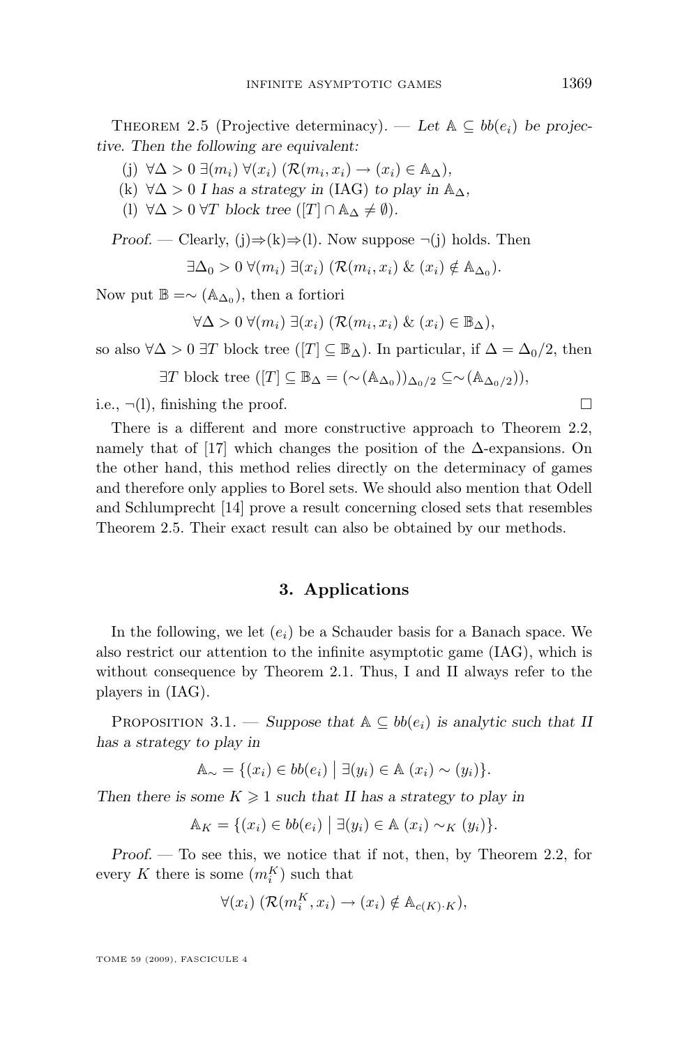Theorem 2.5 (Projective determinacy). — *Let $\mathbb{A} \subseteq bb(e_i)$ be projective. Then the following are equivalent:*

(j) $\forall\Delta > 0\ \exists(m_i)\ \forall(x_i)\ (\mathcal{R}(m_i, x_i) \to (x_i) \in \mathbb{A}_\Delta)$,

(k) $\forall\Delta > 0$ *I has a strategy in* (IAG) *to play in* $\mathbb{A}_\Delta$,

(l) $\forall\Delta > 0\ \forall T$ *block tree* $([T] \cap \mathbb{A}_\Delta \neq \emptyset)$.

*Proof.* — Clearly, (j)⇒(k)⇒(l). Now suppose ¬(j) holds. Then

$$\exists\Delta_0 > 0\ \forall(m_i)\ \exists(x_i)\ (\mathcal{R}(m_i, x_i)\ \&\ (x_i) \notin \mathbb{A}_{\Delta_0}).$$

Now put $\mathbb{B} = \sim(\mathbb{A}_{\Delta_0})$, then a fortiori

$$\forall\Delta > 0\ \forall(m_i)\ \exists(x_i)\ (\mathcal{R}(m_i, x_i)\ \&\ (x_i) \in \mathbb{B}_\Delta),$$

so also $\forall\Delta > 0\ \exists T$ block tree $([T] \subseteq \mathbb{B}_\Delta)$. In particular, if $\Delta = \Delta_0/2$, then

$$\exists T \text{ block tree } ([T] \subseteq \mathbb{B}_\Delta = (\sim(\mathbb{A}_{\Delta_0}))_{\Delta_0/2} \subseteq \sim(\mathbb{A}_{\Delta_0/2})),$$

i.e., ¬(l), finishing the proof. $\square$

There is a different and more constructive approach to Theorem 2.2, namely that of [17] which changes the position of the $\Delta$-expansions. On the other hand, this method relies directly on the determinacy of games and therefore only applies to Borel sets. We should also mention that Odell and Schlumprecht [14] prove a result concerning closed sets that resembles Theorem 2.5. Their exact result can also be obtained by our methods.

## 3. Applications

In the following, we let $(e_i)$ be a Schauder basis for a Banach space. We also restrict our attention to the infinite asymptotic game (IAG), which is without consequence by Theorem 2.1. Thus, I and II always refer to the players in (IAG).

Proposition 3.1. — *Suppose that $\mathbb{A} \subseteq bb(e_i)$ is analytic such that II has a strategy to play in*

$$\mathbb{A}_\sim = \{(x_i) \in bb(e_i) \mid \exists(y_i) \in \mathbb{A}\ (x_i) \sim (y_i)\}.$$

*Then there is some $K \geqslant 1$ such that II has a strategy to play in*

$$\mathbb{A}_K = \{(x_i) \in bb(e_i) \mid \exists(y_i) \in \mathbb{A}\ (x_i) \sim_K (y_i)\}.$$

*Proof.* — To see this, we notice that if not, then, by Theorem 2.2, for every $K$ there is some $(m_i^K)$ such that

$$\forall(x_i)\ (\mathcal{R}(m_i^K, x_i) \to (x_i) \notin \mathbb{A}_{c(K)\cdot K}),$$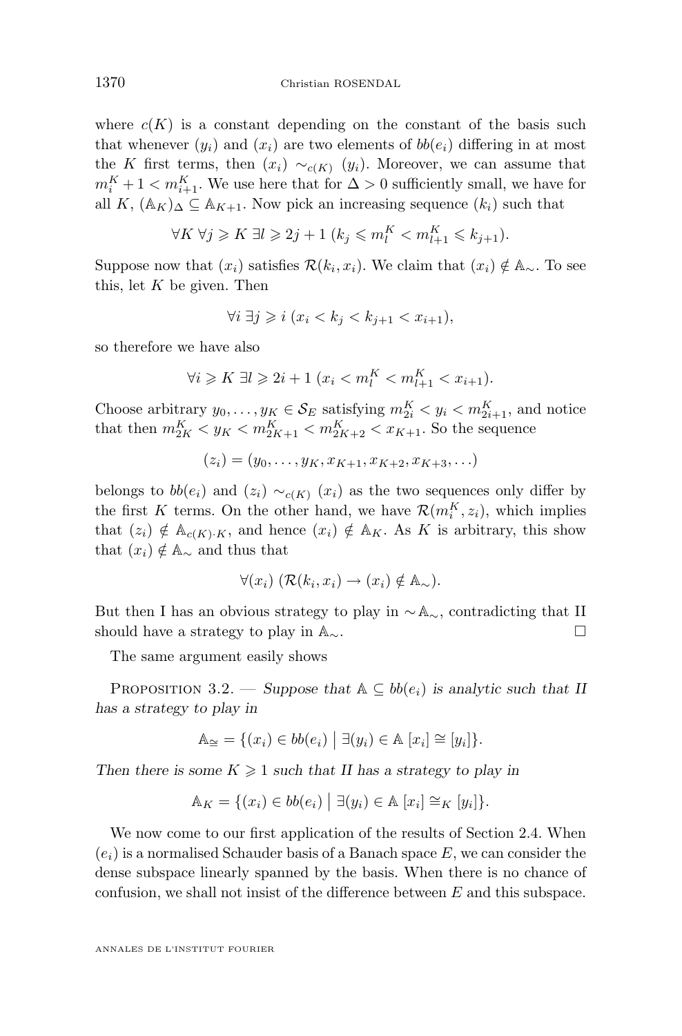where $c(K)$ is a constant depending on the constant of the basis such that whenever $(y_i)$ and $(x_i)$ are two elements of $bb(e_i)$ differing in at most the $K$ first terms, then $(x_i) \sim_{c(K)} (y_i)$. Moreover, we can assume that $m_i^K + 1 < m_{i+1}^K$. We use here that for $\Delta > 0$ sufficiently small, we have for all $K$, $(\mathbb{A}_K)_\Delta \subseteq \mathbb{A}_{K+1}$. Now pick an increasing sequence $(k_i)$ such that

$$\forall K\ \forall j \geqslant K\ \exists l \geqslant 2j+1\ (k_j \leqslant m_l^K < m_{l+1}^K \leqslant k_{j+1}).$$

Suppose now that $(x_i)$ satisfies $\mathcal{R}(k_i, x_i)$. We claim that $(x_i) \notin \mathbb{A}_\sim$. To see this, let $K$ be given. Then

$$\forall i\ \exists j \geqslant i\ (x_i < k_j < k_{j+1} < x_{i+1}),$$

so therefore we have also

$$\forall i \geqslant K\ \exists l \geqslant 2i+1\ (x_i < m_l^K < m_{l+1}^K < x_{i+1}).$$

Choose arbitrary $y_0, \ldots, y_K \in \mathcal{S}_E$ satisfying $m_{2i}^K < y_i < m_{2i+1}^K$, and notice that then $m_{2K}^K < y_K < m_{2K+1}^K < m_{2K+2}^K < x_{K+1}$. So the sequence

$$(z_i) = (y_0, \ldots, y_K, x_{K+1}, x_{K+2}, x_{K+3}, \ldots)$$

belongs to $bb(e_i)$ and $(z_i) \sim_{c(K)} (x_i)$ as the two sequences only differ by the first $K$ terms. On the other hand, we have $\mathcal{R}(m_i^K, z_i)$, which implies that $(z_i) \notin \mathbb{A}_{c(K)\cdot K}$, and hence $(x_i) \notin \mathbb{A}_K$. As $K$ is arbitrary, this show that $(x_i) \notin \mathbb{A}_\sim$ and thus that

$$\forall (x_i)\ (\mathcal{R}(k_i, x_i) \to (x_i) \notin \mathbb{A}_\sim).$$

But then I has an obvious strategy to play in $\sim\mathbb{A}_\sim$, contradicting that II should have a strategy to play in $\mathbb{A}_\sim$. □

The same argument easily shows

Proposition 3.2. — *Suppose that $\mathbb{A} \subseteq bb(e_i)$ is analytic such that II has a strategy to play in*

$$\mathbb{A}_\cong = \{(x_i) \in bb(e_i) \mid \exists (y_i) \in \mathbb{A}\ [x_i] \cong [y_i]\}.$$

*Then there is some $K \geqslant 1$ such that II has a strategy to play in*

$$\mathbb{A}_K = \{(x_i) \in bb(e_i) \mid \exists (y_i) \in \mathbb{A}\ [x_i] \cong_K [y_i]\}.$$

We now come to our first application of the results of Section 2.4. When $(e_i)$ is a normalised Schauder basis of a Banach space $E$, we can consider the dense subspace linearly spanned by the basis. When there is no chance of confusion, we shall not insist of the difference between $E$ and this subspace.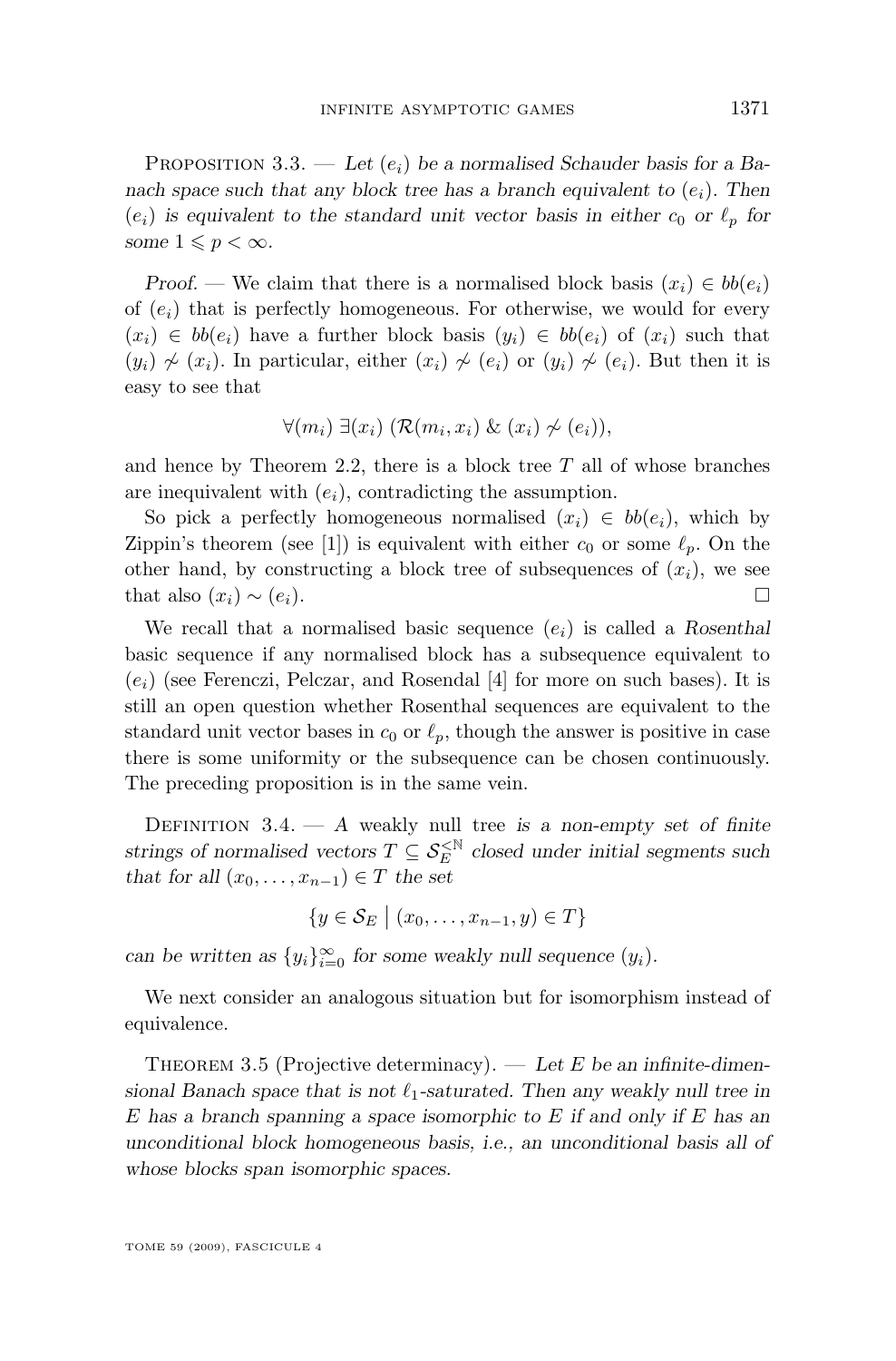Proposition 3.3. — *Let $(e_i)$ be a normalised Schauder basis for a Banach space such that any block tree has a branch equivalent to $(e_i)$. Then $(e_i)$ is equivalent to the standard unit vector basis in either $c_0$ or $\ell_p$ for some $1 \leqslant p < \infty$.*

*Proof.* — We claim that there is a normalised block basis $(x_i) \in bb(e_i)$ of $(e_i)$ that is perfectly homogeneous. For otherwise, we would for every $(x_i) \in bb(e_i)$ have a further block basis $(y_i) \in bb(e_i)$ of $(x_i)$ such that $(y_i) \not\sim (x_i)$. In particular, either $(x_i) \not\sim (e_i)$ or $(y_i) \not\sim (e_i)$. But then it is easy to see that

$$\forall (m_i)\ \exists (x_i)\ (\mathcal{R}(m_i, x_i)\ \&\ (x_i) \not\sim (e_i)),$$

and hence by Theorem 2.2, there is a block tree $T$ all of whose branches are inequivalent with $(e_i)$, contradicting the assumption.

So pick a perfectly homogeneous normalised $(x_i) \in bb(e_i)$, which by Zippin's theorem (see [1]) is equivalent with either $c_0$ or some $\ell_p$. On the other hand, by constructing a block tree of subsequences of $(x_i)$, we see that also $(x_i) \sim (e_i)$. □

We recall that a normalised basic sequence $(e_i)$ is called a *Rosenthal* basic sequence if any normalised block has a subsequence equivalent to $(e_i)$ (see Ferenczi, Pelczar, and Rosendal [4] for more on such bases). It is still an open question whether Rosenthal sequences are equivalent to the standard unit vector bases in $c_0$ or $\ell_p$, though the answer is positive in case there is some uniformity or the subsequence can be chosen continuously. The preceding proposition is in the same vein.

Definition 3.4. — *A* weakly null tree *is a non-empty set of finite strings of normalised vectors $T \subseteq \mathcal{S}_E^{<\mathbb{N}}$ closed under initial segments such that for all $(x_0, \ldots, x_{n-1}) \in T$ the set*

$$\{y \in \mathcal{S}_E \mid (x_0, \ldots, x_{n-1}, y) \in T\}$$

*can be written as $\{y_i\}_{i=0}^{\infty}$ for some weakly null sequence $(y_i)$.*

We next consider an analogous situation but for isomorphism instead of equivalence.

Theorem 3.5 (Projective determinacy). — *Let $E$ be an infinite-dimensional Banach space that is not $\ell_1$-saturated. Then any weakly null tree in $E$ has a branch spanning a space isomorphic to $E$ if and only if $E$ has an unconditional block homogeneous basis, i.e., an unconditional basis all of whose blocks span isomorphic spaces.*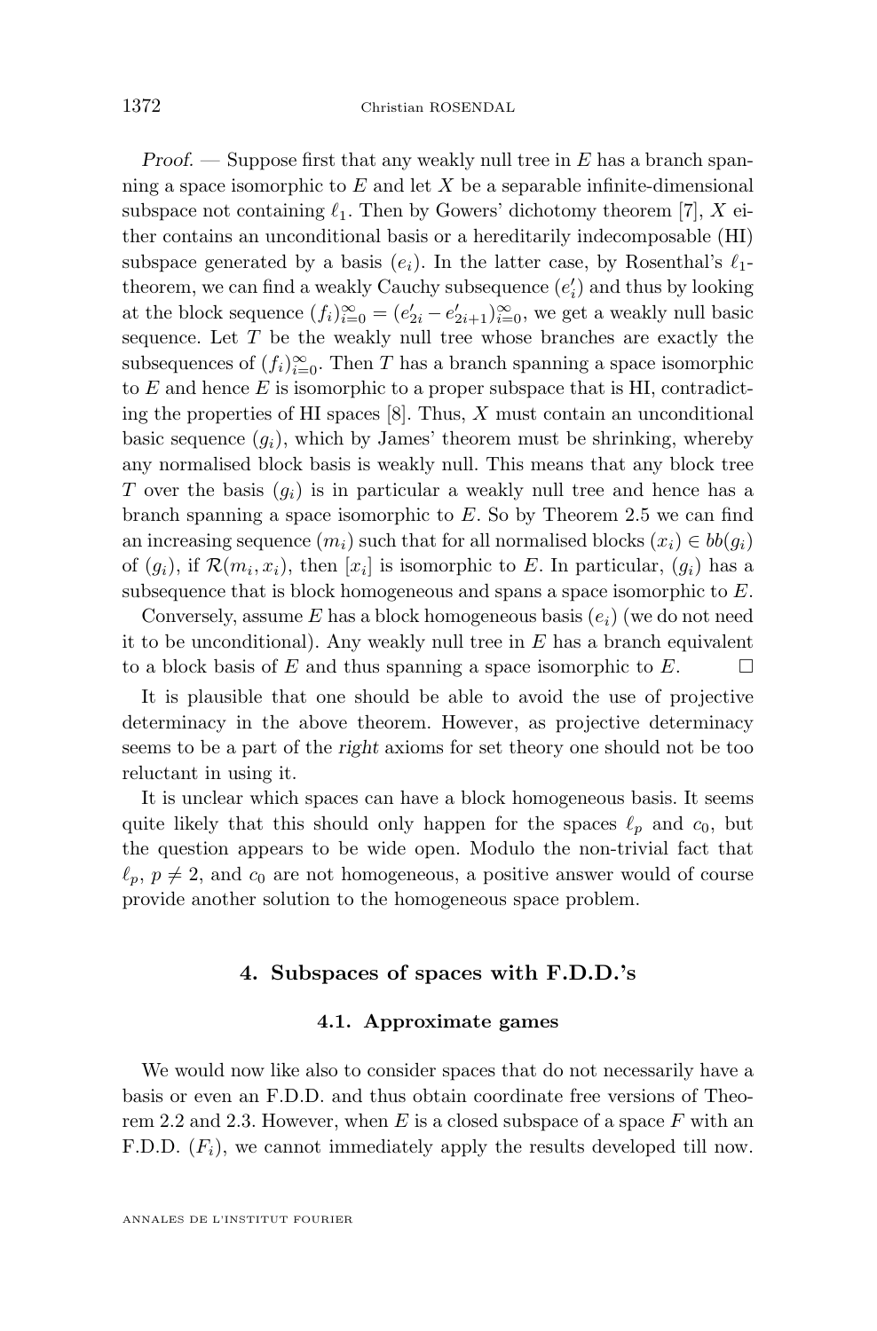*Proof.* — Suppose first that any weakly null tree in $E$ has a branch spanning a space isomorphic to $E$ and let $X$ be a separable infinite-dimensional subspace not containing $\ell_1$. Then by Gowers' dichotomy theorem [7], $X$ either contains an unconditional basis or a hereditarily indecomposable (HI) subspace generated by a basis $(e_i)$. In the latter case, by Rosenthal's $\ell_1$-theorem, we can find a weakly Cauchy subsequence $(e'_i)$ and thus by looking at the block sequence $(f_i)_{i=0}^{\infty} = (e'_{2i} - e'_{2i+1})_{i=0}^{\infty}$, we get a weakly null basic sequence. Let $T$ be the weakly null tree whose branches are exactly the subsequences of $(f_i)_{i=0}^{\infty}$. Then $T$ has a branch spanning a space isomorphic to $E$ and hence $E$ is isomorphic to a proper subspace that is HI, contradicting the properties of HI spaces [8]. Thus, $X$ must contain an unconditional basic sequence $(g_i)$, which by James' theorem must be shrinking, whereby any normalised block basis is weakly null. This means that any block tree $T$ over the basis $(g_i)$ is in particular a weakly null tree and hence has a branch spanning a space isomorphic to $E$. So by Theorem 2.5 we can find an increasing sequence $(m_i)$ such that for all normalised blocks $(x_i) \in bb(g_i)$ of $(g_i)$, if $\mathcal{R}(m_i, x_i)$, then $[x_i]$ is isomorphic to $E$. In particular, $(g_i)$ has a subsequence that is block homogeneous and spans a space isomorphic to $E$.

Conversely, assume $E$ has a block homogeneous basis $(e_i)$ (we do not need it to be unconditional). Any weakly null tree in $E$ has a branch equivalent to a block basis of $E$ and thus spanning a space isomorphic to $E$. $\square$

It is plausible that one should be able to avoid the use of projective determinacy in the above theorem. However, as projective determinacy seems to be a part of the *right* axioms for set theory one should not be too reluctant in using it.

It is unclear which spaces can have a block homogeneous basis. It seems quite likely that this should only happen for the spaces $\ell_p$ and $c_0$, but the question appears to be wide open. Modulo the non-trivial fact that $\ell_p$, $p \neq 2$, and $c_0$ are not homogeneous, a positive answer would of course provide another solution to the homogeneous space problem.

## 4. Subspaces of spaces with F.D.D.'s

### 4.1. Approximate games

We would now like also to consider spaces that do not necessarily have a basis or even an F.D.D. and thus obtain coordinate free versions of Theorem 2.2 and 2.3. However, when $E$ is a closed subspace of a space $F$ with an F.D.D. $(F_i)$, we cannot immediately apply the results developed till now.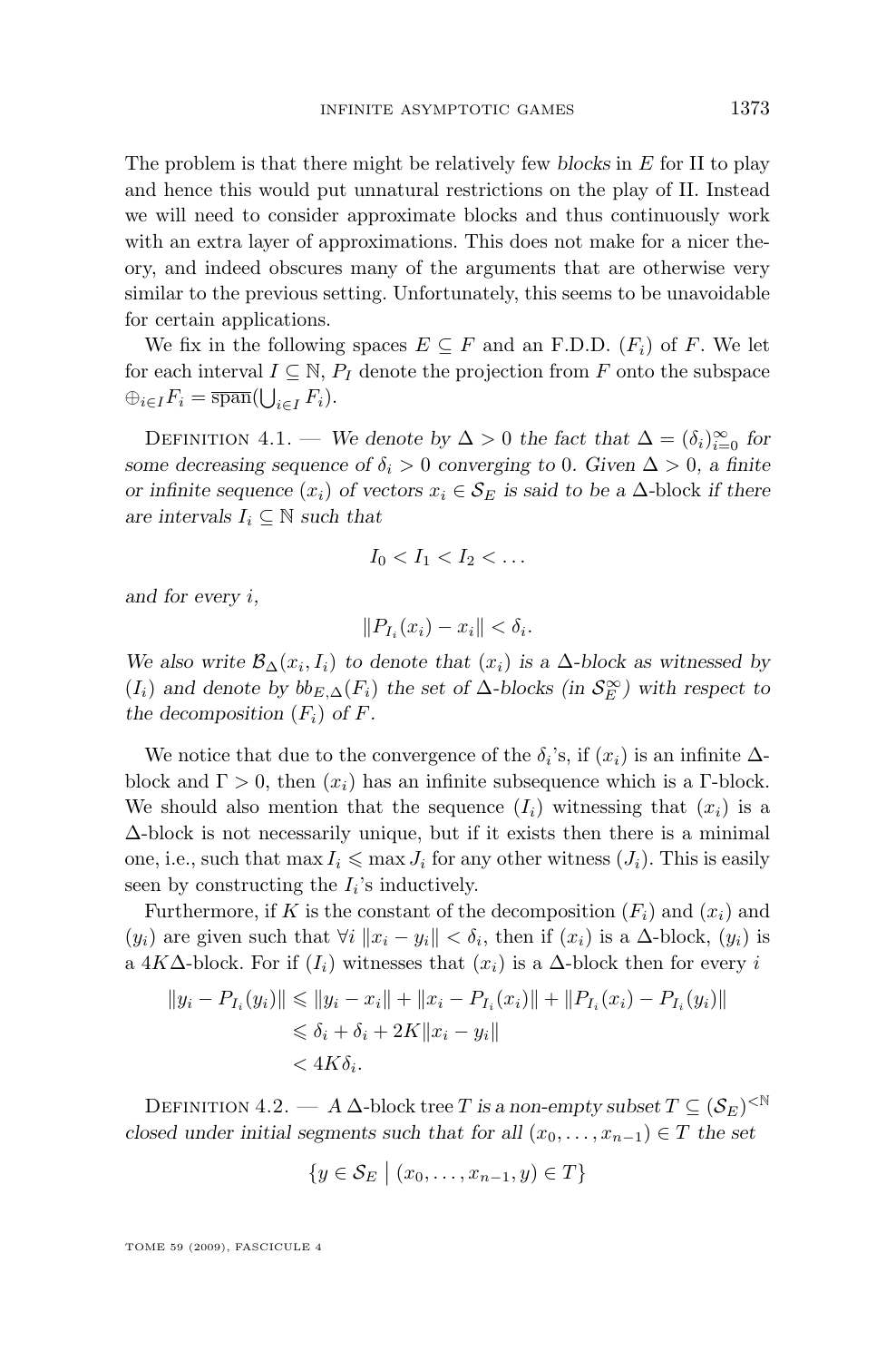The problem is that there might be relatively few *blocks* in $E$ for II to play and hence this would put unnatural restrictions on the play of II. Instead we will need to consider approximate blocks and thus continuously work with an extra layer of approximations. This does not make for a nicer theory, and indeed obscures many of the arguments that are otherwise very similar to the previous setting. Unfortunately, this seems to be unavoidable for certain applications.

We fix in the following spaces $E \subseteq F$ and an F.D.D. $(F_i)$ of $F$. We let for each interval $I \subseteq \mathbb{N}$, $P_I$ denote the projection from $F$ onto the subspace $\oplus_{i \in I} F_i = \overline{\text{span}}(\bigcup_{i \in I} F_i)$.

Definition 4.1. — *We denote by $\Delta > 0$ the fact that $\Delta = (\delta_i)_{i=0}^{\infty}$ for some decreasing sequence of $\delta_i > 0$ converging to 0. Given $\Delta > 0$, a finite or infinite sequence $(x_i)$ of vectors $x_i \in \mathcal{S}_E$ is said to be a* $\Delta$-block *if there are intervals $I_i \subseteq \mathbb{N}$ such that*

$$I_0 < I_1 < I_2 < \dots$$

*and for every $i$,*

$$\|P_{I_i}(x_i) - x_i\| < \delta_i.$$

*We also write $\mathcal{B}_\Delta(x_i, I_i)$ to denote that $(x_i)$ is a $\Delta$-block as witnessed by $(I_i)$ and denote by $bb_{E,\Delta}(F_i)$ the set of $\Delta$-blocks (in $\mathcal{S}_E^\infty$) with respect to the decomposition $(F_i)$ of $F$.*

We notice that due to the convergence of the $\delta_i$'s, if $(x_i)$ is an infinite $\Delta$-block and $\Gamma > 0$, then $(x_i)$ has an infinite subsequence which is a $\Gamma$-block. We should also mention that the sequence $(I_i)$ witnessing that $(x_i)$ is a $\Delta$-block is not necessarily unique, but if it exists then there is a minimal one, i.e., such that $\max I_i \leqslant \max J_i$ for any other witness $(J_i)$. This is easily seen by constructing the $I_i$'s inductively.

Furthermore, if $K$ is the constant of the decomposition $(F_i)$ and $(x_i)$ and $(y_i)$ are given such that $\forall i \; \|x_i - y_i\| < \delta_i$, then if $(x_i)$ is a $\Delta$-block, $(y_i)$ is a $4K\Delta$-block. For if $(I_i)$ witnesses that $(x_i)$ is a $\Delta$-block then for every $i$

$$\begin{aligned}
\|y_i - P_{I_i}(y_i)\| &\leqslant \|y_i - x_i\| + \|x_i - P_{I_i}(x_i)\| + \|P_{I_i}(x_i) - P_{I_i}(y_i)\| \\
&\leqslant \delta_i + \delta_i + 2K\|x_i - y_i\| \\
&< 4K\delta_i.
\end{aligned}$$

Definition 4.2. — *A* $\Delta$-block tree *$T$ is a non-empty subset $T \subseteq (\mathcal{S}_E)^{<\mathbb{N}}$ closed under initial segments such that for all $(x_0, \dots, x_{n-1}) \in T$ the set*

$$\{y \in \mathcal{S}_E \mid (x_0, \dots, x_{n-1}, y) \in T\}$$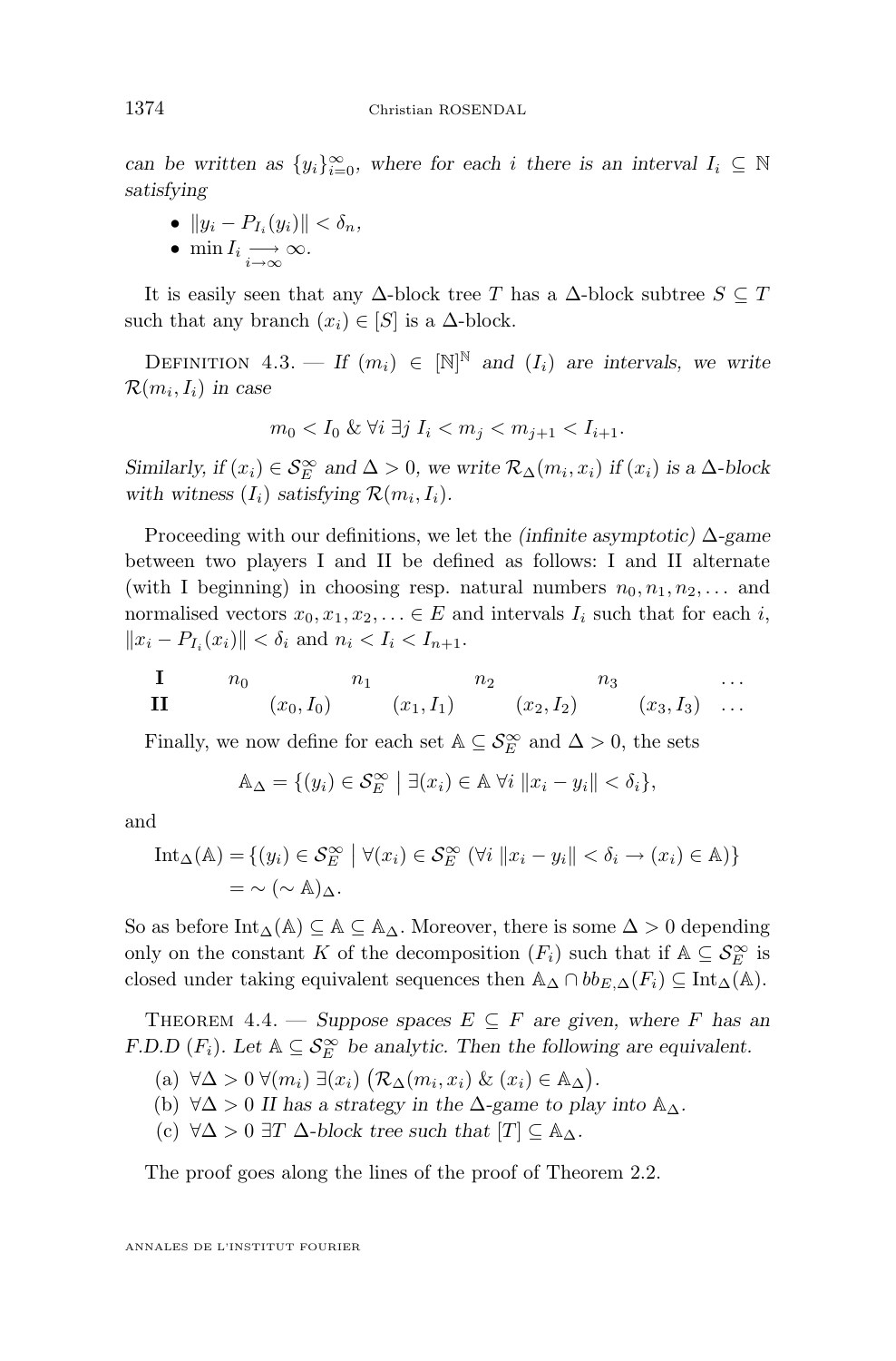*can be written as* $\{y_i\}_{i=0}^{\infty}$*, where for each* $i$ *there is an interval* $I_i \subseteq \mathbb{N}$ *satisfying*

- $\|y_i - P_{I_i}(y_i)\| < \delta_n$,
- $\min I_i \underset{i\to\infty}{\longrightarrow} \infty$.

It is easily seen that any $\Delta$-block tree $T$ has a $\Delta$-block subtree $S \subseteq T$ such that any branch $(x_i) \in [S]$ is a $\Delta$-block.

Definition 4.3. — *If* $(m_i) \in [\mathbb{N}]^{\mathbb{N}}$ *and* $(I_i)$ *are intervals, we write* $\mathcal{R}(m_i, I_i)$ *in case*

$$m_0 < I_0 \ \& \ \forall i \ \exists j \ I_i < m_j < m_{j+1} < I_{i+1}.$$

*Similarly, if* $(x_i) \in \mathcal{S}_E^{\infty}$ *and* $\Delta > 0$*, we write* $\mathcal{R}_\Delta(m_i, x_i)$ *if* $(x_i)$ *is a* $\Delta$*-block with witness* $(I_i)$ *satisfying* $\mathcal{R}(m_i, I_i)$*.*

Proceeding with our definitions, we let the *(infinite asymptotic)* $\Delta$*-game* between two players I and II be defined as follows: I and II alternate (with I beginning) in choosing resp. natural numbers $n_0, n_1, n_2, \ldots$ and normalised vectors $x_0, x_1, x_2, \ldots \in E$ and intervals $I_i$ such that for each $i$, $\|x_i - P_{I_i}(x_i)\| < \delta_i$ and $n_i < I_i < I_{n+1}$.

$$\begin{array}{lccccccccc}
\textbf{I} & n_0 & & n_1 & & n_2 & & n_3 & & \ldots \\
\textbf{II} & & (x_0, I_0) & & (x_1, I_1) & & (x_2, I_2) & & (x_3, I_3) & \ldots
\end{array}$$

Finally, we now define for each set $\mathbb{A} \subseteq \mathcal{S}_E^{\infty}$ and $\Delta > 0$, the sets

$$\mathbb{A}_\Delta = \{(y_i) \in \mathcal{S}_E^{\infty} \mid \exists (x_i) \in \mathbb{A} \ \forall i \ \|x_i - y_i\| < \delta_i\},$$

and

$$\begin{aligned}
\mathrm{Int}_\Delta(\mathbb{A}) &= \{(y_i) \in \mathcal{S}_E^{\infty} \mid \forall (x_i) \in \mathcal{S}_E^{\infty} \ (\forall i \ \|x_i - y_i\| < \delta_i \to (x_i) \in \mathbb{A})\} \\
&= \sim (\sim \mathbb{A})_\Delta.
\end{aligned}$$

So as before $\mathrm{Int}_\Delta(\mathbb{A}) \subseteq \mathbb{A} \subseteq \mathbb{A}_\Delta$. Moreover, there is some $\Delta > 0$ depending only on the constant $K$ of the decomposition $(F_i)$ such that if $\mathbb{A} \subseteq \mathcal{S}_E^{\infty}$ is closed under taking equivalent sequences then $\mathbb{A}_\Delta \cap bb_{E,\Delta}(F_i) \subseteq \mathrm{Int}_\Delta(\mathbb{A})$.

Theorem 4.4. — *Suppose spaces* $E \subseteq F$ *are given, where* $F$ *has an F.D.D* $(F_i)$*. Let* $\mathbb{A} \subseteq \mathcal{S}_E^{\infty}$ *be analytic. Then the following are equivalent.*

(a) $\forall \Delta > 0 \ \forall (m_i) \ \exists (x_i) \ \big(\mathcal{R}_\Delta(m_i, x_i) \ \& \ (x_i) \in \mathbb{A}_\Delta\big)$.

(b) $\forall \Delta > 0$ *II has a strategy in the* $\Delta$*-game to play into* $\mathbb{A}_\Delta$*.*

(c) $\forall \Delta > 0 \ \exists T$ $\Delta$*-block tree such that* $[T] \subseteq \mathbb{A}_\Delta$*.*

The proof goes along the lines of the proof of Theorem 2.2.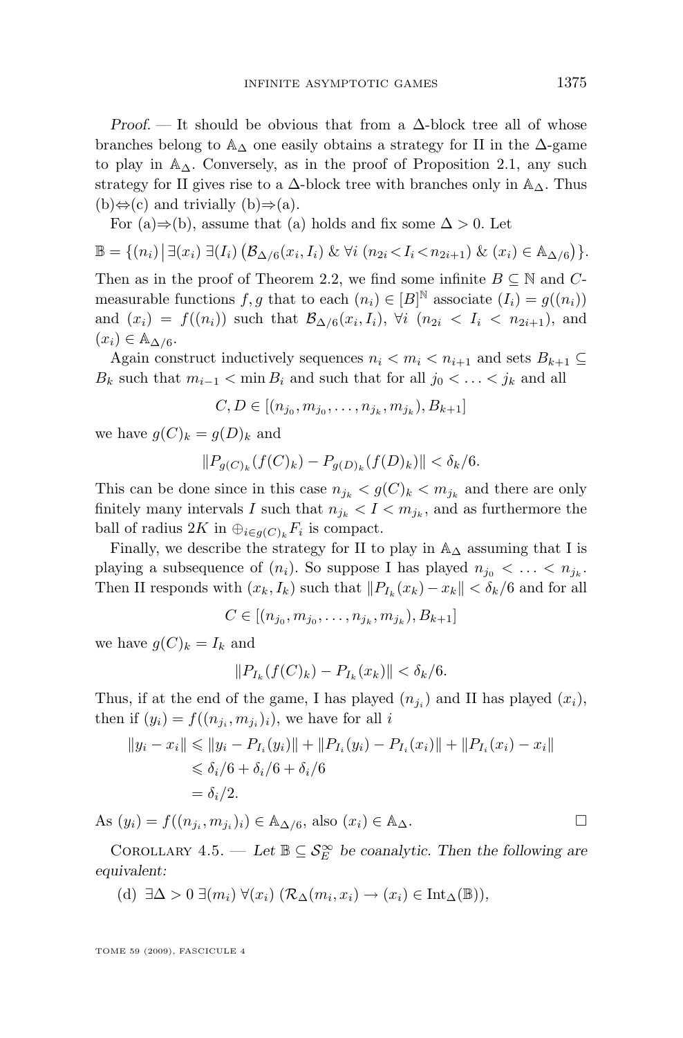*Proof*. — It should be obvious that from a $\Delta$-block tree all of whose branches belong to $\mathbb{A}_\Delta$ one easily obtains a strategy for II in the $\Delta$-game to play in $\mathbb{A}_\Delta$. Conversely, as in the proof of Proposition 2.1, any such strategy for II gives rise to a $\Delta$-block tree with branches only in $\mathbb{A}_\Delta$. Thus (b)$\Leftrightarrow$(c) and trivially (b)$\Rightarrow$(a).

For (a)$\Rightarrow$(b), assume that (a) holds and fix some $\Delta > 0$. Let

$$\mathbb{B} = \{(n_i) \mid \exists (x_i)\ \exists (I_i)\ \big(\mathcal{B}_{\Delta/6}(x_i, I_i)\ \&\ \forall i\ (n_{2i} < I_i < n_{2i+1})\ \&\ (x_i) \in \mathbb{A}_{\Delta/6}\big)\}.$$

Then as in the proof of Theorem 2.2, we find some infinite $B \subseteq \mathbb{N}$ and $C$-measurable functions $f, g$ that to each $(n_i) \in [B]^{\mathbb{N}}$ associate $(I_i) = g((n_i))$ and $(x_i) = f((n_i))$ such that $\mathcal{B}_{\Delta/6}(x_i, I_i)$, $\forall i\ (n_{2i} < I_i < n_{2i+1})$, and $(x_i) \in \mathbb{A}_{\Delta/6}$.

Again construct inductively sequences $n_i < m_i < n_{i+1}$ and sets $B_{k+1} \subseteq B_k$ such that $m_{i-1} < \min B_i$ and such that for all $j_0 < \ldots < j_k$ and all

$$C, D \in [(n_{j_0}, m_{j_0}, \ldots, n_{j_k}, m_{j_k}), B_{k+1}]$$

we have $g(C)_k = g(D)_k$ and

$$\|P_{g(C)_k}(f(C)_k) - P_{g(D)_k}(f(D)_k)\| < \delta_k/6.$$

This can be done since in this case $n_{j_k} < g(C)_k < m_{j_k}$ and there are only finitely many intervals $I$ such that $n_{j_k} < I < m_{j_k}$, and as furthermore the ball of radius $2K$ in $\oplus_{i \in g(C)_k} F_i$ is compact.

Finally, we describe the strategy for II to play in $\mathbb{A}_\Delta$ assuming that I is playing a subsequence of $(n_i)$. So suppose I has played $n_{j_0} < \ldots < n_{j_k}$. Then II responds with $(x_k, I_k)$ such that $\|P_{I_k}(x_k) - x_k\| < \delta_k/6$ and for all

$$C \in [(n_{j_0}, m_{j_0}, \ldots, n_{j_k}, m_{j_k}), B_{k+1}]$$

we have $g(C)_k = I_k$ and

$$\|P_{I_k}(f(C)_k) - P_{I_k}(x_k)\| < \delta_k/6.$$

Thus, if at the end of the game, I has played $(n_{j_i})$ and II has played $(x_i)$, then if $(y_i) = f((n_{j_i}, m_{j_i})_i)$, we have for all $i$

$$\begin{aligned}
\|y_i - x_i\| &\leqslant \|y_i - P_{I_i}(y_i)\| + \|P_{I_i}(y_i) - P_{I_i}(x_i)\| + \|P_{I_i}(x_i) - x_i\| \\
&\leqslant \delta_i/6 + \delta_i/6 + \delta_i/6 \\
&= \delta_i/2.
\end{aligned}$$

As $(y_i) = f((n_{j_i}, m_{j_i})_i) \in \mathbb{A}_{\Delta/6}$, also $(x_i) \in \mathbb{A}_\Delta$. $\square$

Corollary 4.5. — *Let $\mathbb{B} \subseteq \mathcal{S}_E^\infty$ be coanalytic. Then the following are equivalent:*

(d) $\exists \Delta > 0\ \exists (m_i)\ \forall (x_i)\ (\mathcal{R}_\Delta(m_i, x_i) \to (x_i) \in \mathrm{Int}_\Delta(\mathbb{B}))$,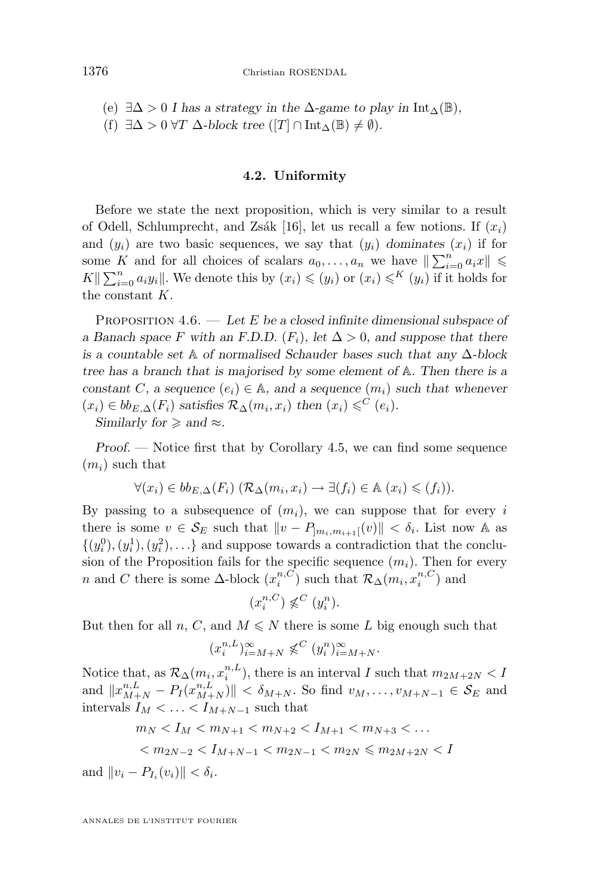(e) $\exists \Delta > 0$ *I has a strategy in the* $\Delta$*-game to play in* $\mathrm{Int}_\Delta(\mathbb{B})$,

(f) $\exists \Delta > 0 \, \forall T$ $\Delta$*-block tree* $([T] \cap \mathrm{Int}_\Delta(\mathbb{B}) \neq \emptyset)$.

### 4.2. Uniformity

Before we state the next proposition, which is very similar to a result of Odell, Schlumprecht, and Zsák [16], let us recall a few notions. If $(x_i)$ and $(y_i)$ are two basic sequences, we say that $(y_i)$ *dominates* $(x_i)$ if for some $K$ and for all choices of scalars $a_0, \ldots, a_n$ we have $\| \sum_{i=0}^n a_i x \| \leqslant K \| \sum_{i=0}^n a_i y_i \|$. We denote this by $(x_i) \leqslant (y_i)$ or $(x_i) \leqslant^K (y_i)$ if it holds for the constant $K$.

Proposition 4.6. — *Let $E$ be a closed infinite dimensional subspace of a Banach space $F$ with an F.D.D. $(F_i)$, let $\Delta > 0$, and suppose that there is a countable set $\mathbb{A}$ of normalised Schauder bases such that any $\Delta$-block tree has a branch that is majorised by some element of $\mathbb{A}$. Then there is a constant $C$, a sequence $(e_i) \in \mathbb{A}$, and a sequence $(m_i)$ such that whenever $(x_i) \in bb_{E,\Delta}(F_i)$ satisfies $\mathcal{R}_\Delta(m_i, x_i)$ then $(x_i) \leqslant^C (e_i)$.*

*Similarly for $\geqslant$ and $\approx$.*

*Proof.* — Notice first that by Corollary 4.5, we can find some sequence $(m_i)$ such that

$$\forall (x_i) \in bb_{E,\Delta}(F_i) \, (\mathcal{R}_\Delta(m_i, x_i) \to \exists (f_i) \in \mathbb{A} \, (x_i) \leqslant (f_i)).$$

By passing to a subsequence of $(m_i)$, we can suppose that for every $i$ there is some $v \in \mathcal{S}_E$ such that $\|v - P_{]m_i, m_{i+1}[}(v)\| < \delta_i$. List now $\mathbb{A}$ as $\{(y_i^0), (y_i^1), (y_i^2), \ldots\}$ and suppose towards a contradiction that the conclusion of the Proposition fails for the specific sequence $(m_i)$. Then for every $n$ and $C$ there is some $\Delta$-block $(x_i^{n,C})$ such that $\mathcal{R}_\Delta(m_i, x_i^{n,C})$ and

$$(x_i^{n,C}) \not\leqslant^C (y_i^n).$$

But then for all $n$, $C$, and $M \leqslant N$ there is some $L$ big enough such that

$$(x_i^{n,L})_{i=M+N}^\infty \not\leqslant^C (y_i^n)_{i=M+N}^\infty.$$

Notice that, as $\mathcal{R}_\Delta(m_i, x_i^{n,L})$, there is an interval $I$ such that $m_{2M+2N} < I$ and $\|x_{M+N}^{n,L} - P_I(x_{M+N}^{n,L})\| < \delta_{M+N}$. So find $v_M, \ldots, v_{M+N-1} \in \mathcal{S}_E$ and intervals $I_M < \ldots < I_{M+N-1}$ such that

$$m_N < I_M < m_{N+1} < m_{N+2} < I_{M+1} < m_{N+3} < \ldots$$
$$< m_{2N-2} < I_{M+N-1} < m_{2N-1} < m_{2N} \leqslant m_{2M+2N} < I$$

and $\|v_i - P_{I_i}(v_i)\| < \delta_i$.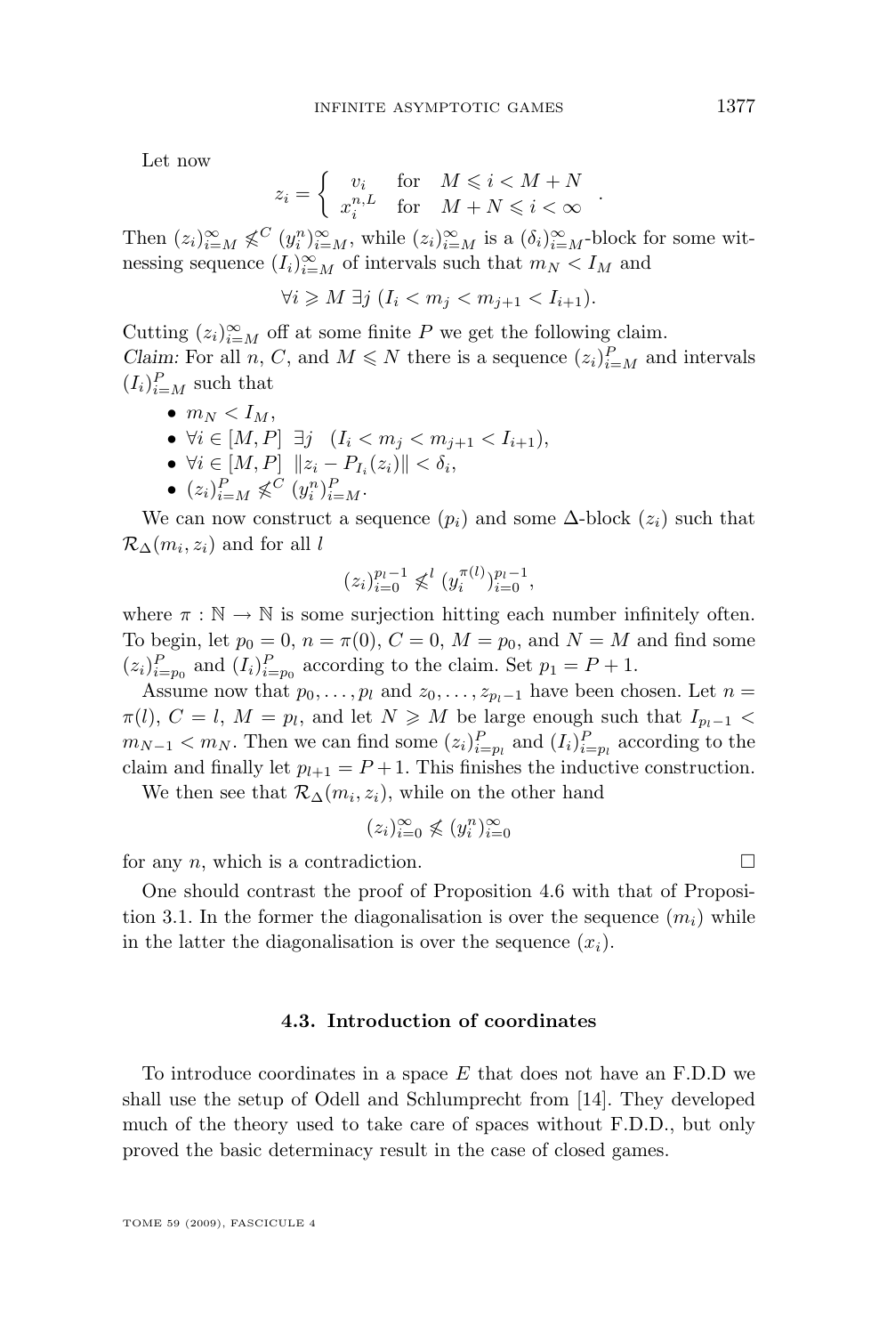Let now

$$z_i = \begin{cases} v_i & \text{for} \quad M \leqslant i < M+N \\ x_i^{n,L} & \text{for} \quad M+N \leqslant i < \infty \end{cases}.$$

Then $(z_i)_{i=M}^{\infty} \not\leqslant^C (y_i^n)_{i=M}^{\infty}$, while $(z_i)_{i=M}^{\infty}$ is a $(\delta_i)_{i=M}^{\infty}$-block for some witnessing sequence $(I_i)_{i=M}^{\infty}$ of intervals such that $m_N < I_M$ and

$$\forall i \geqslant M \; \exists j \; (I_i < m_j < m_{j+1} < I_{i+1}).$$

Cutting $(z_i)_{i=M}^{\infty}$ off at some finite $P$ we get the following claim.

*Claim:* For all $n$, $C$, and $M \leqslant N$ there is a sequence $(z_i)_{i=M}^{P}$ and intervals $(I_i)_{i=M}^{P}$ such that

- $m_N < I_M$,
- $\forall i \in [M,P] \;\; \exists j \quad (I_i < m_j < m_{j+1} < I_{i+1})$,
- $\forall i \in [M,P] \;\; \|z_i - P_{I_i}(z_i)\| < \delta_i$,
- $(z_i)_{i=M}^{P} \not\leqslant^C (y_i^n)_{i=M}^{P}$.

We can now construct a sequence $(p_i)$ and some $\Delta$-block $(z_i)$ such that $\mathcal{R}_\Delta(m_i, z_i)$ and for all $l$

$$(z_i)_{i=0}^{p_l-1} \not\leqslant^l (y_i^{\pi(l)})_{i=0}^{p_l-1},$$

where $\pi : \mathbb{N} \to \mathbb{N}$ is some surjection hitting each number infinitely often. To begin, let $p_0 = 0$, $n = \pi(0)$, $C = 0$, $M = p_0$, and $N = M$ and find some $(z_i)_{i=p_0}^{P}$ and $(I_i)_{i=p_0}^{P}$ according to the claim. Set $p_1 = P+1$.

Assume now that $p_0, \ldots, p_l$ and $z_0, \ldots, z_{p_l-1}$ have been chosen. Let $n = \pi(l)$, $C = l$, $M = p_l$, and let $N \geqslant M$ be large enough such that $I_{p_l-1} < m_{N-1} < m_N$. Then we can find some $(z_i)_{i=p_l}^{P}$ and $(I_i)_{i=p_l}^{P}$ according to the claim and finally let $p_{l+1} = P+1$. This finishes the inductive construction.

We then see that $\mathcal{R}_\Delta(m_i, z_i)$, while on the other hand

$$(z_i)_{i=0}^{\infty} \not\leqslant (y_i^n)_{i=0}^{\infty}$$

for any $n$, which is a contradiction. $\square$

One should contrast the proof of Proposition 4.6 with that of Proposition 3.1. In the former the diagonalisation is over the sequence $(m_i)$ while in the latter the diagonalisation is over the sequence $(x_i)$.

### 4.3. Introduction of coordinates

To introduce coordinates in a space $E$ that does not have an F.D.D we shall use the setup of Odell and Schlumprecht from [14]. They developed much of the theory used to take care of spaces without F.D.D., but only proved the basic determinacy result in the case of closed games.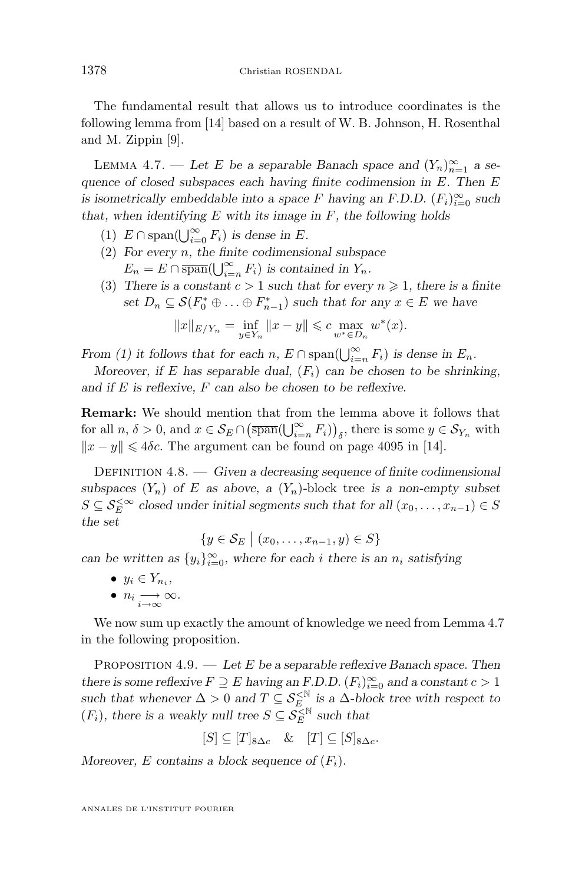The fundamental result that allows us to introduce coordinates is the following lemma from [14] based on a result of W. B. Johnson, H. Rosenthal and M. Zippin [9].

Lemma 4.7. — *Let $E$ be a separable Banach space and $(Y_n)_{n=1}^{\infty}$ a sequence of closed subspaces each having finite codimension in $E$. Then $E$ is isometrically embeddable into a space $F$ having an F.D.D. $(F_i)_{i=0}^{\infty}$ such that, when identifying $E$ with its image in $F$, the following holds*

1. *$E \cap \mathrm{span}(\bigcup_{i=0}^{\infty} F_i)$ is dense in $E$.*
2. *For every $n$, the finite codimensional subspace $E_n = E \cap \overline{\mathrm{span}}(\bigcup_{i=n}^{\infty} F_i)$ is contained in $Y_n$.*
3. *There is a constant $c > 1$ such that for every $n \geqslant 1$, there is a finite set $D_n \subseteq \mathcal{S}(F_0^* \oplus \ldots \oplus F_{n-1}^*)$ such that for any $x \in E$ we have*
$$\|x\|_{E/Y_n} = \inf_{y \in Y_n} \|x - y\| \leqslant c \max_{w^* \in D_n} w^*(x).$$

*From (1) it follows that for each $n$, $E \cap \mathrm{span}(\bigcup_{i=n}^{\infty} F_i)$ is dense in $E_n$.*

*Moreover, if $E$ has separable dual, $(F_i)$ can be chosen to be shrinking, and if $E$ is reflexive, $F$ can also be chosen to be reflexive.*

**Remark:** We should mention that from the lemma above it follows that for all $n$, $\delta > 0$, and $x \in \mathcal{S}_E \cap \big(\overline{\mathrm{span}}(\bigcup_{i=n}^{\infty} F_i)\big)_{\delta}$, there is some $y \in \mathcal{S}_{Y_n}$ with $\|x - y\| \leqslant 4\delta c$. The argument can be found on page 4095 in [14].

Definition 4.8. — *Given a decreasing sequence of finite codimensional subspaces $(Y_n)$ of $E$ as above, a $(Y_n)$-block tree is a non-empty subset $S \subseteq \mathcal{S}_E^{<\infty}$ closed under initial segments such that for all $(x_0, \ldots, x_{n-1}) \in S$ the set*
$$\{y \in \mathcal{S}_E \mid (x_0, \ldots, x_{n-1}, y) \in S\}$$
*can be written as $\{y_i\}_{i=0}^{\infty}$, where for each $i$ there is an $n_i$ satisfying*

- *$y_i \in Y_{n_i}$,*
- *$n_i \underset{i\to\infty}{\longrightarrow} \infty$.*

We now sum up exactly the amount of knowledge we need from Lemma 4.7 in the following proposition.

Proposition 4.9. — *Let $E$ be a separable reflexive Banach space. Then there is some reflexive $F \supseteq E$ having an F.D.D. $(F_i)_{i=0}^{\infty}$ and a constant $c > 1$ such that whenever $\Delta > 0$ and $T \subseteq \mathcal{S}_E^{<\mathbb{N}}$ is a $\Delta$-block tree with respect to $(F_i)$, there is a weakly null tree $S \subseteq \mathcal{S}_E^{<\mathbb{N}}$ such that*
$$[S] \subseteq [T]_{8\Delta c} \quad \& \quad [T] \subseteq [S]_{8\Delta c}.$$
*Moreover, $E$ contains a block sequence of $(F_i)$.*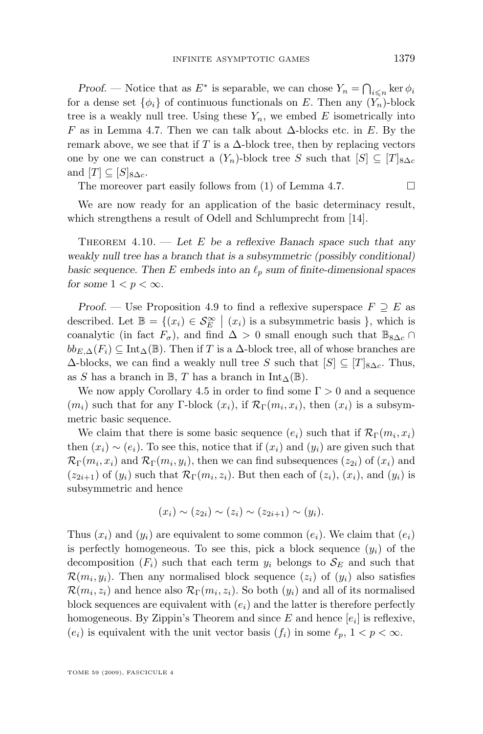*Proof.* — Notice that as $E^*$ is separable, we can chose $Y_n = \bigcap_{i \leqslant n} \ker \phi_i$ for a dense set $\{\phi_i\}$ of continuous functionals on $E$. Then any $(Y_n)$-block tree is a weakly null tree. Using these $Y_n$, we embed $E$ isometrically into $F$ as in Lemma 4.7. Then we can talk about $\Delta$-blocks etc. in $E$. By the remark above, we see that if $T$ is a $\Delta$-block tree, then by replacing vectors one by one we can construct a $(Y_n)$-block tree $S$ such that $[S] \subseteq [T]_{8\Delta c}$ and $[T] \subseteq [S]_{8\Delta c}$.

The moreover part easily follows from (1) of Lemma 4.7. $\square$

We are now ready for an application of the basic determinacy result, which strengthens a result of Odell and Schlumprecht from [14].

Theorem 4.10. — *Let $E$ be a reflexive Banach space such that any weakly null tree has a branch that is a subsymmetric (possibly conditional) basic sequence. Then $E$ embeds into an $\ell_p$ sum of finite-dimensional spaces for some $1 < p < \infty$.*

*Proof.* — Use Proposition 4.9 to find a reflexive superspace $F \supseteq E$ as described. Let $\mathbb{B} = \{(x_i) \in \mathcal{S}_E^\infty \mid (x_i) \text{ is a subsymmetric basis }\}$, which is coanalytic (in fact $F_\sigma$), and find $\Delta > 0$ small enough such that $\mathbb{B}_{8\Delta c} \cap bb_{E,\Delta}(F_i) \subseteq \mathrm{Int}_\Delta(\mathbb{B})$. Then if $T$ is a $\Delta$-block tree, all of whose branches are $\Delta$-blocks, we can find a weakly null tree $S$ such that $[S] \subseteq [T]_{8\Delta c}$. Thus, as $S$ has a branch in $\mathbb{B}$, $T$ has a branch in $\mathrm{Int}_\Delta(\mathbb{B})$.

We now apply Corollary 4.5 in order to find some $\Gamma > 0$ and a sequence $(m_i)$ such that for any $\Gamma$-block $(x_i)$, if $\mathcal{R}_\Gamma(m_i, x_i)$, then $(x_i)$ is a subsymmetric basic sequence.

We claim that there is some basic sequence $(e_i)$ such that if $\mathcal{R}_\Gamma(m_i, x_i)$ then $(x_i) \sim (e_i)$. To see this, notice that if $(x_i)$ and $(y_i)$ are given such that $\mathcal{R}_\Gamma(m_i, x_i)$ and $\mathcal{R}_\Gamma(m_i, y_i)$, then we can find subsequences $(z_{2i})$ of $(x_i)$ and $(z_{2i+1})$ of $(y_i)$ such that $\mathcal{R}_\Gamma(m_i, z_i)$. But then each of $(z_i)$, $(x_i)$, and $(y_i)$ is subsymmetric and hence

$$(x_i) \sim (z_{2i}) \sim (z_i) \sim (z_{2i+1}) \sim (y_i).$$

Thus $(x_i)$ and $(y_i)$ are equivalent to some common $(e_i)$. We claim that $(e_i)$ is perfectly homogeneous. To see this, pick a block sequence $(y_i)$ of the decomposition $(F_i)$ such that each term $y_i$ belongs to $\mathcal{S}_E$ and such that $\mathcal{R}(m_i, y_i)$. Then any normalised block sequence $(z_i)$ of $(y_i)$ also satisfies $\mathcal{R}(m_i, z_i)$ and hence also $\mathcal{R}_\Gamma(m_i, z_i)$. So both $(y_i)$ and all of its normalised block sequences are equivalent with $(e_i)$ and the latter is therefore perfectly homogeneous. By Zippin's Theorem and since $E$ and hence $[e_i]$ is reflexive, $(e_i)$ is equivalent with the unit vector basis $(f_i)$ in some $\ell_p$, $1 < p < \infty$.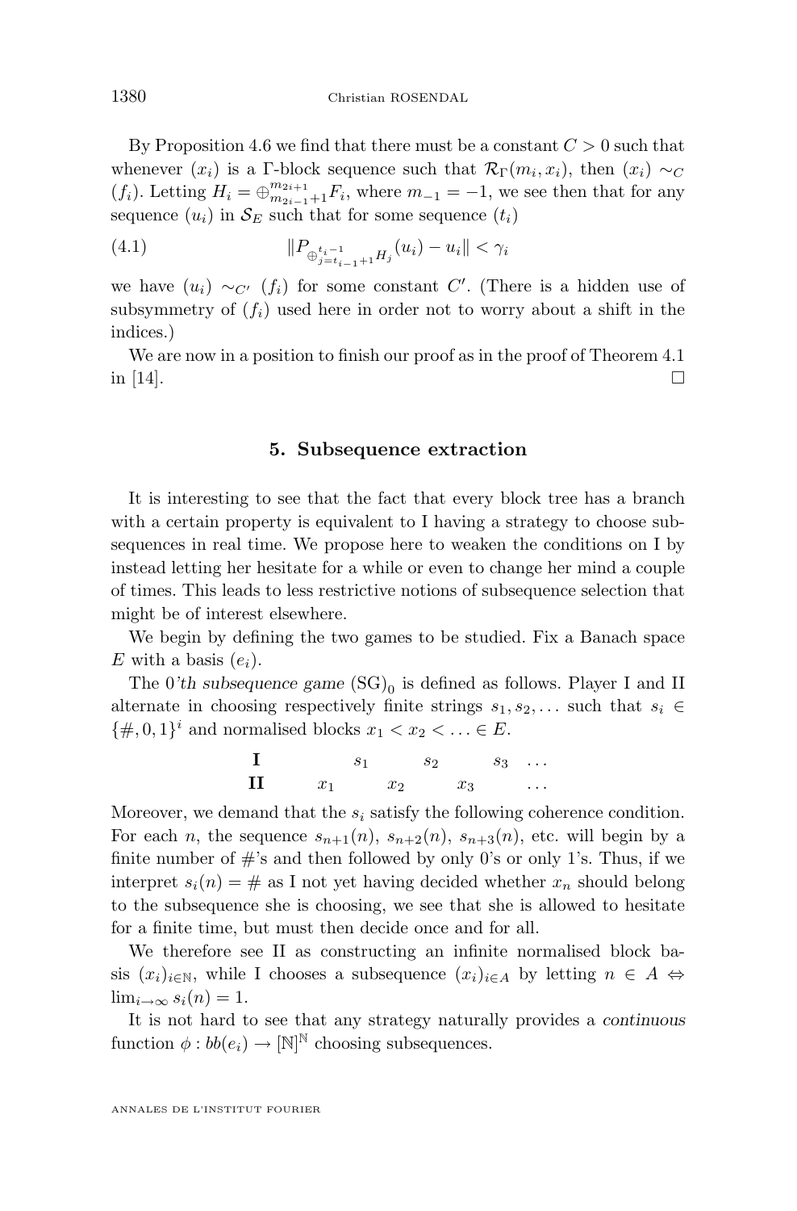By Proposition 4.6 we find that there must be a constant $C > 0$ such that whenever $(x_i)$ is a $\Gamma$-block sequence such that $\mathcal{R}_\Gamma(m_i, x_i)$, then $(x_i) \sim_C (f_i)$. Letting $H_i = \oplus_{m_{2i-1}+1}^{m_{2i+1}} F_i$, where $m_{-1} = -1$, we see then that for any sequence $(u_i)$ in $\mathcal{S}_E$ such that for some sequence $(t_i)$

$$\|P_{\oplus_{j=t_{i-1}+1}^{t_i-1} H_j}(u_i) - u_i\| < \gamma_i \tag{4.1}$$

we have $(u_i) \sim_{C'} (f_i)$ for some constant $C'$. (There is a hidden use of subsymmetry of $(f_i)$ used here in order not to worry about a shift in the indices.)

We are now in a position to finish our proof as in the proof of Theorem 4.1 in [14]. □

## 5. Subsequence extraction

It is interesting to see that the fact that every block tree has a branch with a certain property is equivalent to I having a strategy to choose subsequences in real time. We propose here to weaken the conditions on I by instead letting her hesitate for a while or even to change her mind a couple of times. This leads to less restrictive notions of subsequence selection that might be of interest elsewhere.

We begin by defining the two games to be studied. Fix a Banach space $E$ with a basis $(e_i)$.

The *0'th subsequence game* $(\mathrm{SG})_0$ is defined as follows. Player I and II alternate in choosing respectively finite strings $s_1, s_2, \ldots$ such that $s_i \in \{\#, 0, 1\}^i$ and normalised blocks $x_1 < x_2 < \ldots \in E$.

| | | | | | | | |
|---|---|---|---|---|---|---|---|
| **I** | | $s_1$ | | $s_2$ | | $s_3$ | $\ldots$ |
| **II** | $x_1$ | | $x_2$ | | $x_3$ | | $\ldots$ |

Moreover, we demand that the $s_i$ satisfy the following coherence condition. For each $n$, the sequence $s_{n+1}(n)$, $s_{n+2}(n)$, $s_{n+3}(n)$, etc. will begin by a finite number of #'s and then followed by only 0's or only 1's. Thus, if we interpret $s_i(n) = \#$ as I not yet having decided whether $x_n$ should belong to the subsequence she is choosing, we see that she is allowed to hesitate for a finite time, but must then decide once and for all.

We therefore see II as constructing an infinite normalised block basis $(x_i)_{i\in\mathbb{N}}$, while I chooses a subsequence $(x_i)_{i\in A}$ by letting $n \in A \Leftrightarrow \lim_{i\to\infty} s_i(n) = 1$.

It is not hard to see that any strategy naturally provides a *continuous* function $\phi : bb(e_i) \to [\mathbb{N}]^{\mathbb{N}}$ choosing subsequences.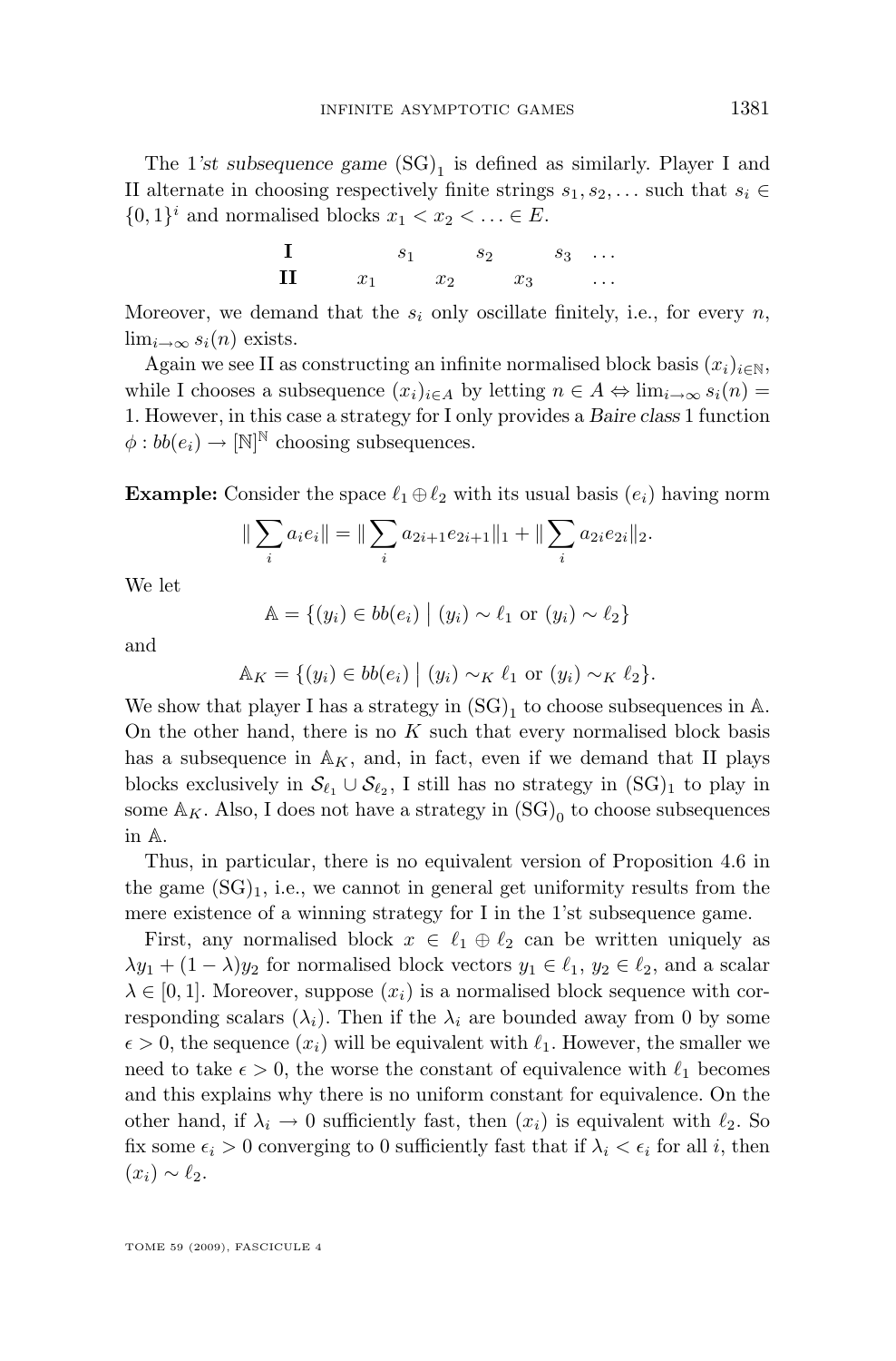The 1*'st subsequence game* $(\mathrm{SG})_1$ is defined as similarly. Player I and II alternate in choosing respectively finite strings $s_1, s_2, \ldots$ such that $s_i \in \{0,1\}^i$ and normalised blocks $x_1 < x_2 < \ldots \in E$.

$$\begin{array}{lccccccc} \mathbf{I} & & s_1 & & s_2 & & s_3 & \ldots \\ \mathbf{II} & x_1 & & x_2 & & x_3 & & \ldots \end{array}$$

Moreover, we demand that the $s_i$ only oscillate finitely, i.e., for every $n$, $\lim_{i\to\infty} s_i(n)$ exists.

Again we see II as constructing an infinite normalised block basis $(x_i)_{i\in\mathbb{N}}$, while I chooses a subsequence $(x_i)_{i\in A}$ by letting $n \in A \Leftrightarrow \lim_{i\to\infty} s_i(n) = 1$. However, in this case a strategy for I only provides a *Baire class* 1 function $\phi : bb(e_i) \to [\mathbb{N}]^{\mathbb{N}}$ choosing subsequences.

**Example:** Consider the space $\ell_1 \oplus \ell_2$ with its usual basis $(e_i)$ having norm

$$\|\sum_i a_i e_i\| = \|\sum_i a_{2i+1} e_{2i+1}\|_1 + \|\sum_i a_{2i} e_{2i}\|_2.$$

We let

$$\mathbb{A} = \{(y_i) \in bb(e_i) \mid (y_i) \sim \ell_1 \text{ or } (y_i) \sim \ell_2\}$$

and

$$\mathbb{A}_K = \{(y_i) \in bb(e_i) \mid (y_i) \sim_K \ell_1 \text{ or } (y_i) \sim_K \ell_2\}.$$

We show that player I has a strategy in $(\mathrm{SG})_1$ to choose subsequences in $\mathbb{A}$. On the other hand, there is no $K$ such that every normalised block basis has a subsequence in $\mathbb{A}_K$, and, in fact, even if we demand that II plays blocks exclusively in $\mathcal{S}_{\ell_1} \cup \mathcal{S}_{\ell_2}$, I still has no strategy in $(\mathrm{SG})_1$ to play in some $\mathbb{A}_K$. Also, I does not have a strategy in $(\mathrm{SG})_0$ to choose subsequences in $\mathbb{A}$.

Thus, in particular, there is no equivalent version of Proposition 4.6 in the game $(\mathrm{SG})_1$, i.e., we cannot in general get uniformity results from the mere existence of a winning strategy for I in the 1'st subsequence game.

First, any normalised block $x \in \ell_1 \oplus \ell_2$ can be written uniquely as $\lambda y_1 + (1-\lambda) y_2$ for normalised block vectors $y_1 \in \ell_1$, $y_2 \in \ell_2$, and a scalar $\lambda \in [0,1]$. Moreover, suppose $(x_i)$ is a normalised block sequence with corresponding scalars $(\lambda_i)$. Then if the $\lambda_i$ are bounded away from 0 by some $\epsilon > 0$, the sequence $(x_i)$ will be equivalent with $\ell_1$. However, the smaller we need to take $\epsilon > 0$, the worse the constant of equivalence with $\ell_1$ becomes and this explains why there is no uniform constant for equivalence. On the other hand, if $\lambda_i \to 0$ sufficiently fast, then $(x_i)$ is equivalent with $\ell_2$. So fix some $\epsilon_i > 0$ converging to 0 sufficiently fast that if $\lambda_i < \epsilon_i$ for all $i$, then $(x_i) \sim \ell_2$.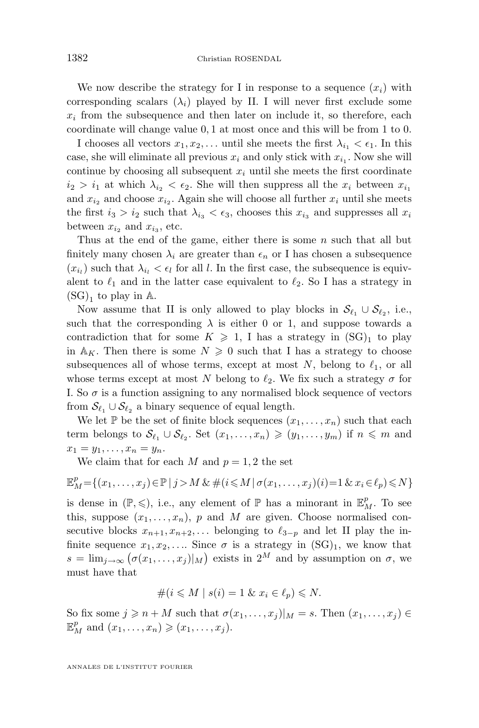We now describe the strategy for I in response to a sequence $(x_i)$ with corresponding scalars $(\lambda_i)$ played by II. I will never first exclude some $x_i$ from the subsequence and then later on include it, so therefore, each coordinate will change value $0, 1$ at most once and this will be from 1 to 0.

I chooses all vectors $x_1, x_2, \dots$ until she meets the first $\lambda_{i_1} < \epsilon_1$. In this case, she will eliminate all previous $x_i$ and only stick with $x_{i_1}$. Now she will continue by choosing all subsequent $x_i$ until she meets the first coordinate $i_2 > i_1$ at which $\lambda_{i_2} < \epsilon_2$. She will then suppress all the $x_i$ between $x_{i_1}$ and $x_{i_2}$ and choose $x_{i_2}$. Again she will choose all further $x_i$ until she meets the first $i_3 > i_2$ such that $\lambda_{i_3} < \epsilon_3$, chooses this $x_{i_3}$ and suppresses all $x_i$ between $x_{i_2}$ and $x_{i_3}$, etc.

Thus at the end of the game, either there is some $n$ such that all but finitely many chosen $\lambda_i$ are greater than $\epsilon_n$ or I has chosen a subsequence $(x_{i_l})$ such that $\lambda_{i_l} < \epsilon_l$ for all $l$. In the first case, the subsequence is equivalent to $\ell_1$ and in the latter case equivalent to $\ell_2$. So I has a strategy in $(\mathrm{SG})_1$ to play in $\mathbb{A}$.

Now assume that II is only allowed to play blocks in $\mathcal{S}_{\ell_1} \cup \mathcal{S}_{\ell_2}$, i.e., such that the corresponding $\lambda$ is either 0 or 1, and suppose towards a contradiction that for some $K \geqslant 1$, I has a strategy in $(\mathrm{SG})_1$ to play in $\mathbb{A}_K$. Then there is some $N \geqslant 0$ such that I has a strategy to choose subsequences all of whose terms, except at most $N$, belong to $\ell_1$, or all whose terms except at most $N$ belong to $\ell_2$. We fix such a strategy $\sigma$ for I. So $\sigma$ is a function assigning to any normalised block sequence of vectors from $\mathcal{S}_{\ell_1} \cup \mathcal{S}_{\ell_2}$ a binary sequence of equal length.

We let $\mathbb{P}$ be the set of finite block sequences $(x_1, \dots, x_n)$ such that each term belongs to $\mathcal{S}_{\ell_1} \cup \mathcal{S}_{\ell_2}$. Set $(x_1, \dots, x_n) \geqslant (y_1, \dots, y_m)$ if $n \leqslant m$ and $x_1 = y_1, \dots, x_n = y_n$.

We claim that for each $M$ and $p = 1, 2$ the set

$$\mathbb{E}_M^p = \{(x_1, \dots, x_j) \in \mathbb{P} \mid j > M \;\&\; \#(i \leqslant M \mid \sigma(x_1, \dots, x_j)(i) = 1 \;\&\; x_i \in \ell_p) \leqslant N\}$$

is dense in $(\mathbb{P}, \leqslant)$, i.e., any element of $\mathbb{P}$ has a minorant in $\mathbb{E}_M^p$. To see this, suppose $(x_1, \dots, x_n)$, $p$ and $M$ are given. Choose normalised consecutive blocks $x_{n+1}, x_{n+2}, \dots$ belonging to $\ell_{3-p}$ and let II play the infinite sequence $x_1, x_2, \dots$. Since $\sigma$ is a strategy in $(\mathrm{SG})_1$, we know that $s = \lim_{j\to\infty} \big(\sigma(x_1, \dots, x_j)|_M\big)$ exists in $2^M$ and by assumption on $\sigma$, we must have that

$$\#(i \leqslant M \mid s(i) = 1 \;\&\; x_i \in \ell_p) \leqslant N.$$

So fix some $j \geqslant n + M$ such that $\sigma(x_1, \dots, x_j)|_M = s$. Then $(x_1, \dots, x_j) \in \mathbb{E}_M^p$ and $(x_1, \dots, x_n) \geqslant (x_1, \dots, x_j)$.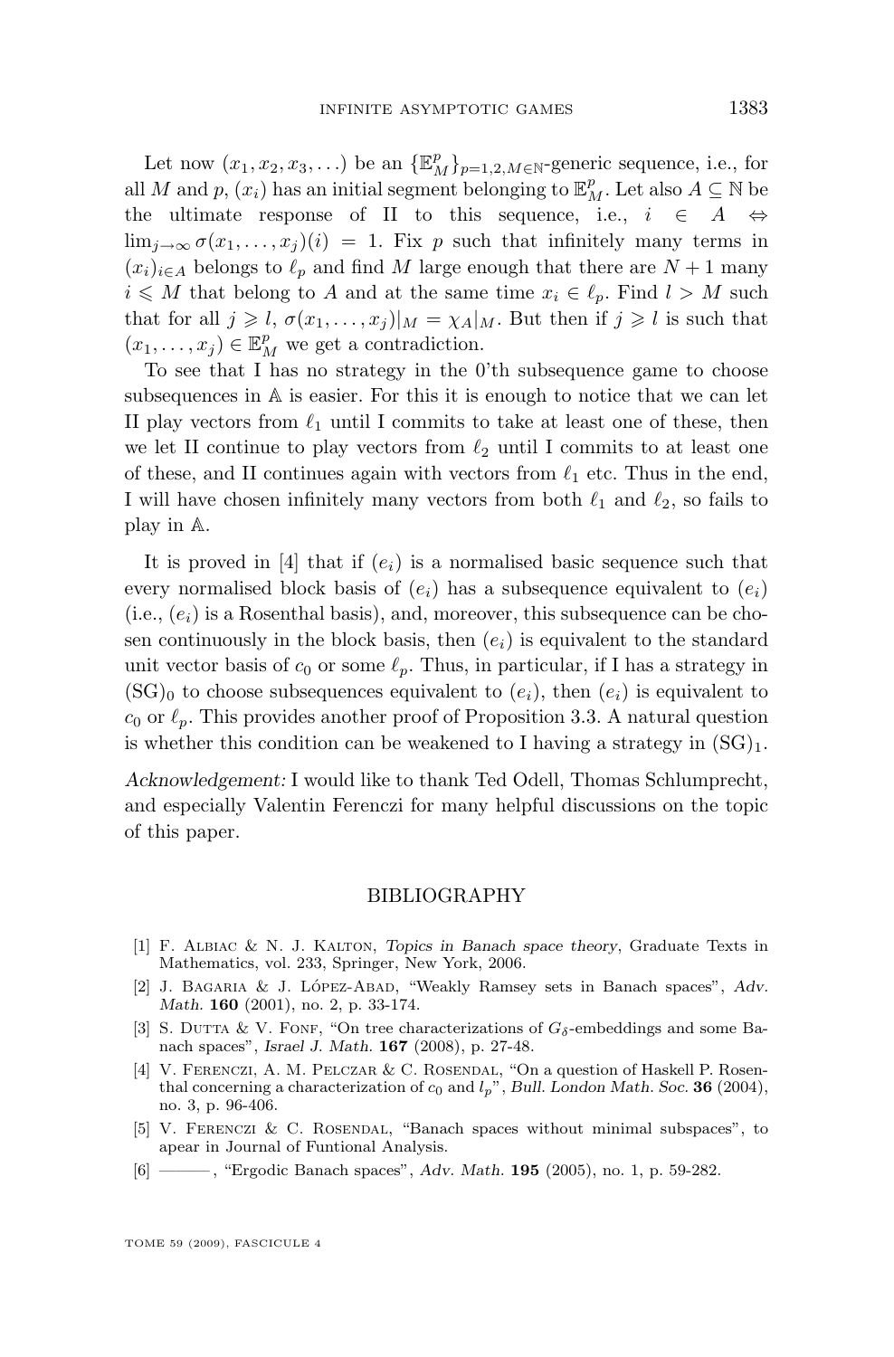Let now $(x_1, x_2, x_3, \ldots)$ be an $\{\mathbb{E}^p_M\}_{p=1,2,M\in\mathbb{N}}$-generic sequence, i.e., for all $M$ and $p$, $(x_i)$ has an initial segment belonging to $\mathbb{E}^p_M$. Let also $A \subseteq \mathbb{N}$ be the ultimate response of II to this sequence, i.e., $i \in A \Leftrightarrow \lim_{j\to\infty} \sigma(x_1, \ldots, x_j)(i) = 1$. Fix $p$ such that infinitely many terms in $(x_i)_{i\in A}$ belongs to $\ell_p$ and find $M$ large enough that there are $N+1$ many $i \leqslant M$ that belong to $A$ and at the same time $x_i \in \ell_p$. Find $l > M$ such that for all $j \geqslant l$, $\sigma(x_1, \ldots, x_j)|_M = \chi_A|_M$. But then if $j \geqslant l$ is such that $(x_1, \ldots, x_j) \in \mathbb{E}^p_M$ we get a contradiction.

To see that I has no strategy in the 0'th subsequence game to choose subsequences in $\mathbb{A}$ is easier. For this it is enough to notice that we can let II play vectors from $\ell_1$ until I commits to take at least one of these, then we let II continue to play vectors from $\ell_2$ until I commits to at least one of these, and II continues again with vectors from $\ell_1$ etc. Thus in the end, I will have chosen infinitely many vectors from both $\ell_1$ and $\ell_2$, so fails to play in $\mathbb{A}$.

It is proved in [4] that if $(e_i)$ is a normalised basic sequence such that every normalised block basis of $(e_i)$ has a subsequence equivalent to $(e_i)$ (i.e., $(e_i)$ is a Rosenthal basis), and, moreover, this subsequence can be chosen continuously in the block basis, then $(e_i)$ is equivalent to the standard unit vector basis of $c_0$ or some $\ell_p$. Thus, in particular, if I has a strategy in $(\mathrm{SG})_0$ to choose subsequences equivalent to $(e_i)$, then $(e_i)$ is equivalent to $c_0$ or $\ell_p$. This provides another proof of Proposition 3.3. A natural question is whether this condition can be weakened to I having a strategy in $(\mathrm{SG})_1$.

*Acknowledgement:* I would like to thank Ted Odell, Thomas Schlumprecht, and especially Valentin Ferenczi for many helpful discussions on the topic of this paper.

## BIBLIOGRAPHY

[1] F. Albiac & N. J. Kalton, *Topics in Banach space theory*, Graduate Texts in Mathematics, vol. 233, Springer, New York, 2006.

[2] J. Bagaria & J. López-Abad, "Weakly Ramsey sets in Banach spaces", *Adv. Math.* **160** (2001), no. 2, p. 33-174.

[3] S. Dutta & V. Fonf, "On tree characterizations of $G_\delta$-embeddings and some Banach spaces", *Israel J. Math.* **167** (2008), p. 27-48.

[4] V. Ferenczi, A. M. Pelczar & C. Rosendal, "On a question of Haskell P. Rosenthal concerning a characterization of $c_0$ and $l_p$", *Bull. London Math. Soc.* **36** (2004), no. 3, p. 96-406.

[5] V. Ferenczi & C. Rosendal, "Banach spaces without minimal subspaces", to apear in Journal of Funtional Analysis.

[6] ———, "Ergodic Banach spaces", *Adv. Math.* **195** (2005), no. 1, p. 59-282.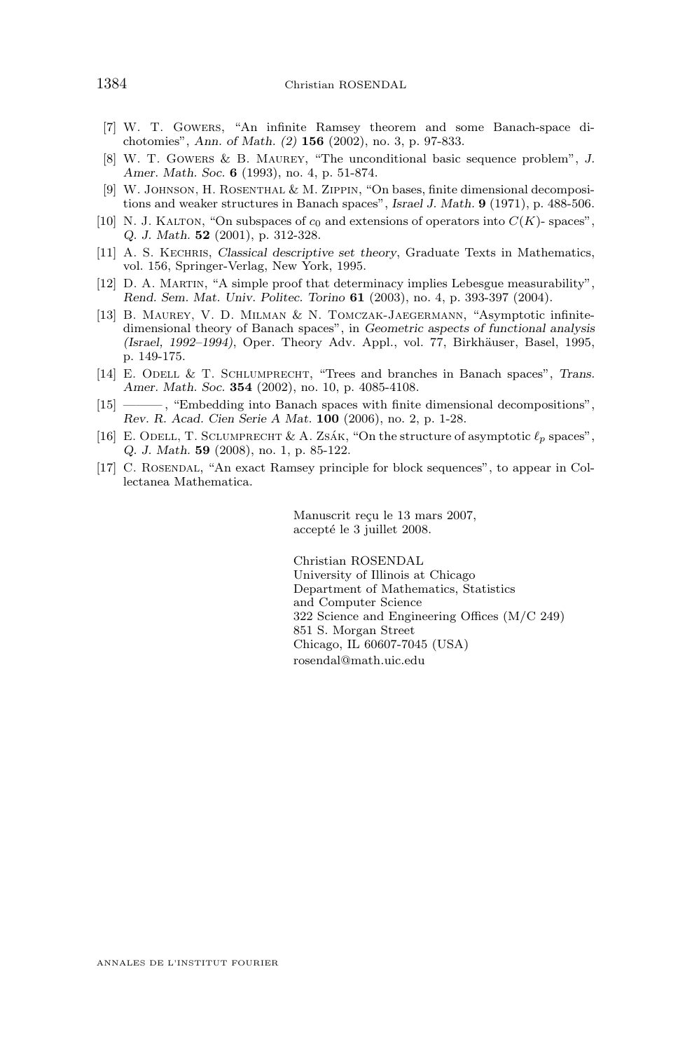[7] W. T. Gowers, "An infinite Ramsey theorem and some Banach-space dichotomies", *Ann. of Math. (2)* **156** (2002), no. 3, p. 97-833.

[8] W. T. Gowers & B. Maurey, "The unconditional basic sequence problem", *J. Amer. Math. Soc.* **6** (1993), no. 4, p. 51-874.

[9] W. Johnson, H. Rosenthal & M. Zippin, "On bases, finite dimensional decompositions and weaker structures in Banach spaces", *Israel J. Math.* **9** (1971), p. 488-506.

[10] N. J. Kalton, "On subspaces of $c_0$ and extensions of operators into $C(K)$- spaces", *Q. J. Math.* **52** (2001), p. 312-328.

[11] A. S. Kechris, *Classical descriptive set theory*, Graduate Texts in Mathematics, vol. 156, Springer-Verlag, New York, 1995.

[12] D. A. Martin, "A simple proof that determinacy implies Lebesgue measurability", *Rend. Sem. Mat. Univ. Politec. Torino* **61** (2003), no. 4, p. 393-397 (2004).

[13] B. Maurey, V. D. Milman & N. Tomczak-Jaegermann, "Asymptotic infinite-dimensional theory of Banach spaces", in *Geometric aspects of functional analysis (Israel, 1992–1994)*, Oper. Theory Adv. Appl., vol. 77, Birkhäuser, Basel, 1995, p. 149-175.

[14] E. Odell & T. Schlumprecht, "Trees and branches in Banach spaces", *Trans. Amer. Math. Soc.* **354** (2002), no. 10, p. 4085-4108.

[15] ———, "Embedding into Banach spaces with finite dimensional decompositions", *Rev. R. Acad. Cien Serie A Mat.* **100** (2006), no. 2, p. 1-28.

[16] E. Odell, T. Sclumprecht & A. Zsák, "On the structure of asymptotic $\ell_p$ spaces", *Q. J. Math.* **59** (2008), no. 1, p. 85-122.

[17] C. Rosendal, "An exact Ramsey principle for block sequences", to appear in Collectanea Mathematica.

Manuscrit reçu le 13 mars 2007,
accepté le 3 juillet 2008.

Christian ROSENDAL
University of Illinois at Chicago
Department of Mathematics, Statistics
and Computer Science
322 Science and Engineering Offices (M/C 249)
851 S. Morgan Street
Chicago, IL 60607-7045 (USA)
rosendal@math.uic.edu